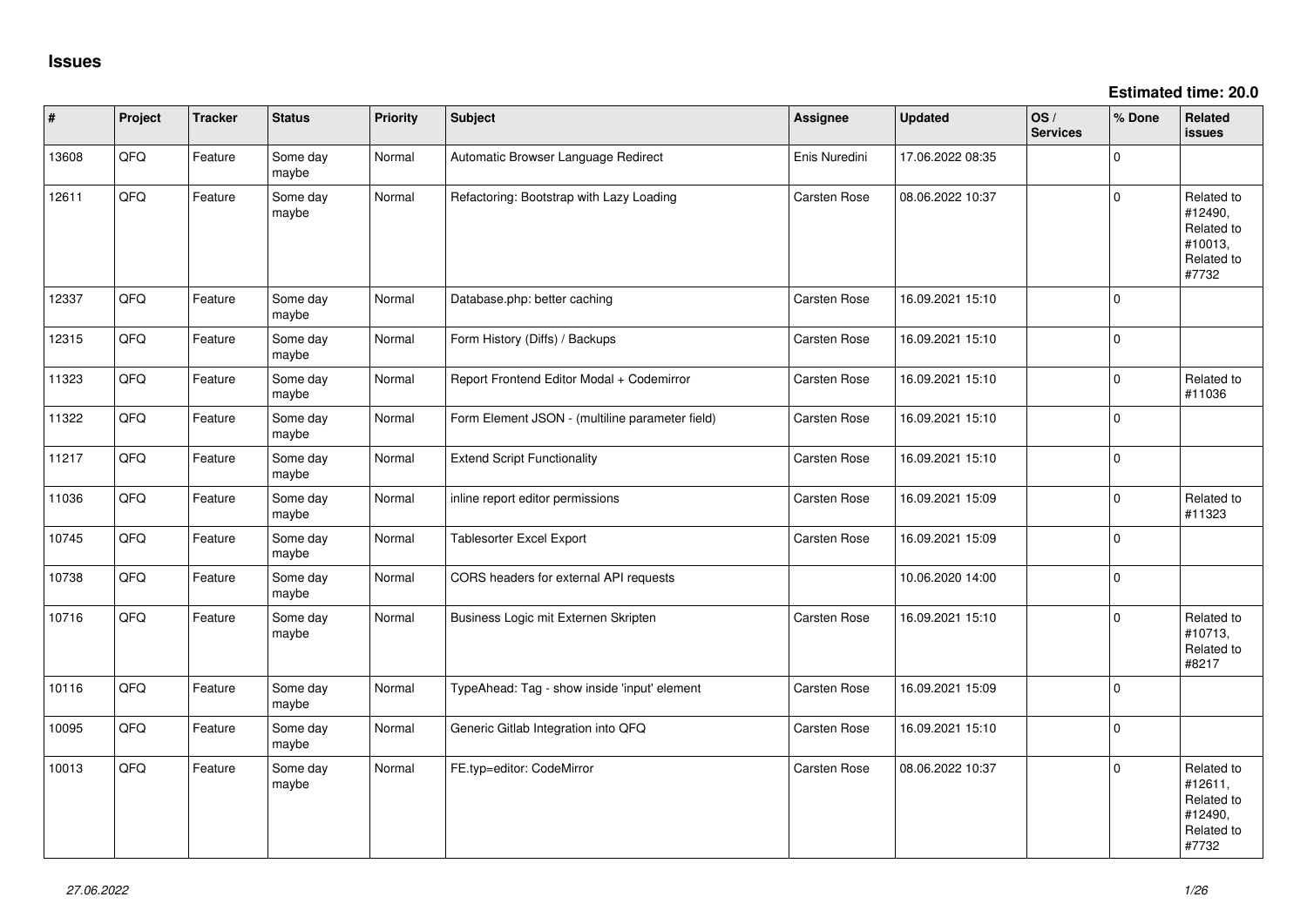# Issues

**Estimated time: 20.0**

| # | Project | Tracker | Status | Priority | Subject | Assignee | Updated | OS / Services | % Done | Related issues |
|---|---|---|---|---|---|---|---|---|---|---|
| 13608 | QFQ | Feature | Some day maybe | Normal | Automatic Browser Language Redirect | Enis Nuredini | 17.06.2022 08:35 | | 0 | |
| 12611 | QFQ | Feature | Some day maybe | Normal | Refactoring: Bootstrap with Lazy Loading | Carsten Rose | 08.06.2022 10:37 | | 0 | Related to #12490, Related to #10013, Related to #7732 |
| 12337 | QFQ | Feature | Some day maybe | Normal | Database.php: better caching | Carsten Rose | 16.09.2021 15:10 | | 0 | |
| 12315 | QFQ | Feature | Some day maybe | Normal | Form History (Diffs) / Backups | Carsten Rose | 16.09.2021 15:10 | | 0 | |
| 11323 | QFQ | Feature | Some day maybe | Normal | Report Frontend Editor Modal + Codemirror | Carsten Rose | 16.09.2021 15:10 | | 0 | Related to #11036 |
| 11322 | QFQ | Feature | Some day maybe | Normal | Form Element JSON - (multiline parameter field) | Carsten Rose | 16.09.2021 15:10 | | 0 | |
| 11217 | QFQ | Feature | Some day maybe | Normal | Extend Script Functionality | Carsten Rose | 16.09.2021 15:10 | | 0 | |
| 11036 | QFQ | Feature | Some day maybe | Normal | inline report editor permissions | Carsten Rose | 16.09.2021 15:09 | | 0 | Related to #11323 |
| 10745 | QFQ | Feature | Some day maybe | Normal | Tablesorter Excel Export | Carsten Rose | 16.09.2021 15:09 | | 0 | |
| 10738 | QFQ | Feature | Some day maybe | Normal | CORS headers for external API requests | | 10.06.2020 14:00 | | 0 | |
| 10716 | QFQ | Feature | Some day maybe | Normal | Business Logic mit Externen Skripten | Carsten Rose | 16.09.2021 15:10 | | 0 | Related to #10713, Related to #8217 |
| 10116 | QFQ | Feature | Some day maybe | Normal | TypeAhead: Tag - show inside 'input' element | Carsten Rose | 16.09.2021 15:09 | | 0 | |
| 10095 | QFQ | Feature | Some day maybe | Normal | Generic Gitlab Integration into QFQ | Carsten Rose | 16.09.2021 15:10 | | 0 | |
| 10013 | QFQ | Feature | Some day maybe | Normal | FE.typ=editor: CodeMirror | Carsten Rose | 08.06.2022 10:37 | | 0 | Related to #12611, Related to #12490, Related to #7732 |

*27.06.2022*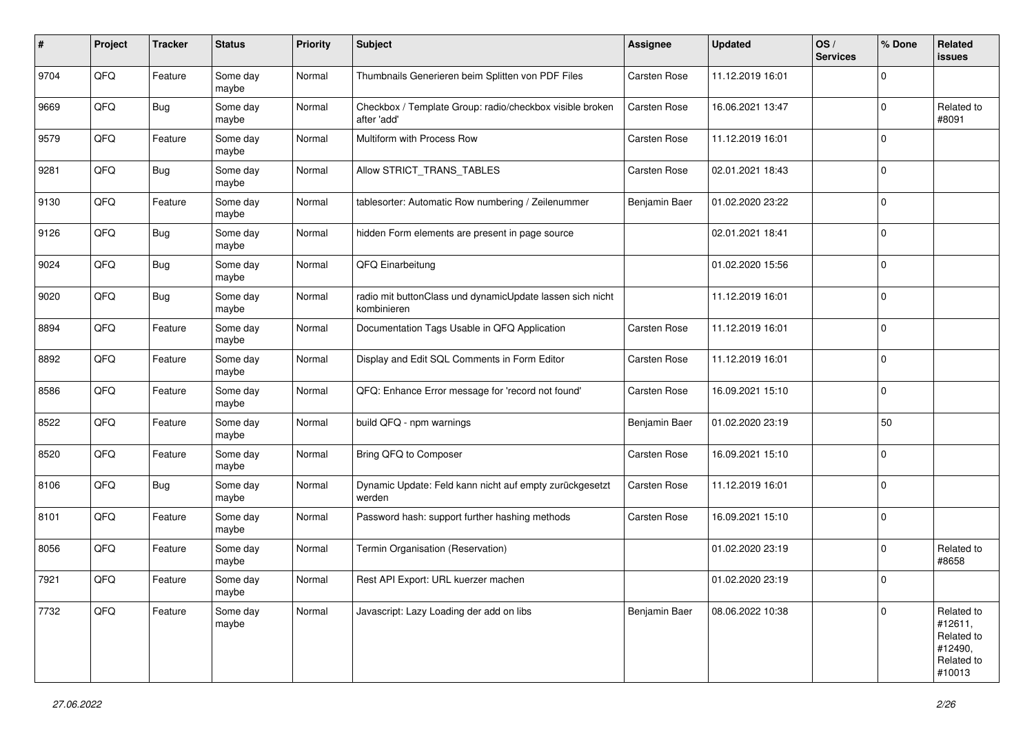| # | Project | Tracker | Status | Priority | Subject | Assignee | Updated | OS / Services | % Done | Related issues |
|---|---|---|---|---|---|---|---|---|---|---|
| 9704 | QFQ | Feature | Some day maybe | Normal | Thumbnails Generieren beim Splitten von PDF Files | Carsten Rose | 11.12.2019 16:01 | | 0 | |
| 9669 | QFQ | Bug | Some day maybe | Normal | Checkbox / Template Group: radio/checkbox visible broken after 'add' | Carsten Rose | 16.06.2021 13:47 | | 0 | Related to #8091 |
| 9579 | QFQ | Feature | Some day maybe | Normal | Multiform with Process Row | Carsten Rose | 11.12.2019 16:01 | | 0 | |
| 9281 | QFQ | Bug | Some day maybe | Normal | Allow STRICT_TRANS_TABLES | Carsten Rose | 02.01.2021 18:43 | | 0 | |
| 9130 | QFQ | Feature | Some day maybe | Normal | tablesorter: Automatic Row numbering / Zeilenummer | Benjamin Baer | 01.02.2020 23:22 | | 0 | |
| 9126 | QFQ | Bug | Some day maybe | Normal | hidden Form elements are present in page source | | 02.01.2021 18:41 | | 0 | |
| 9024 | QFQ | Bug | Some day maybe | Normal | QFQ Einarbeitung | | 01.02.2020 15:56 | | 0 | |
| 9020 | QFQ | Bug | Some day maybe | Normal | radio mit buttonClass und dynamicUpdate lassen sich nicht kombinieren | | 11.12.2019 16:01 | | 0 | |
| 8894 | QFQ | Feature | Some day maybe | Normal | Documentation Tags Usable in QFQ Application | Carsten Rose | 11.12.2019 16:01 | | 0 | |
| 8892 | QFQ | Feature | Some day maybe | Normal | Display and Edit SQL Comments in Form Editor | Carsten Rose | 11.12.2019 16:01 | | 0 | |
| 8586 | QFQ | Feature | Some day maybe | Normal | QFQ: Enhance Error message for 'record not found' | Carsten Rose | 16.09.2021 15:10 | | 0 | |
| 8522 | QFQ | Feature | Some day maybe | Normal | build QFQ - npm warnings | Benjamin Baer | 01.02.2020 23:19 | | 50 | |
| 8520 | QFQ | Feature | Some day maybe | Normal | Bring QFQ to Composer | Carsten Rose | 16.09.2021 15:10 | | 0 | |
| 8106 | QFQ | Bug | Some day maybe | Normal | Dynamic Update: Feld kann nicht auf empty zurückgesetzt werden | Carsten Rose | 11.12.2019 16:01 | | 0 | |
| 8101 | QFQ | Feature | Some day maybe | Normal | Password hash: support further hashing methods | Carsten Rose | 16.09.2021 15:10 | | 0 | |
| 8056 | QFQ | Feature | Some day maybe | Normal | Termin Organisation (Reservation) | | 01.02.2020 23:19 | | 0 | Related to #8658 |
| 7921 | QFQ | Feature | Some day maybe | Normal | Rest API Export: URL kuerzer machen | | 01.02.2020 23:19 | | 0 | |
| 7732 | QFQ | Feature | Some day maybe | Normal | Javascript: Lazy Loading der add on libs | Benjamin Baer | 08.06.2022 10:38 | | 0 | Related to #12611, Related to #12490, Related to #10013 |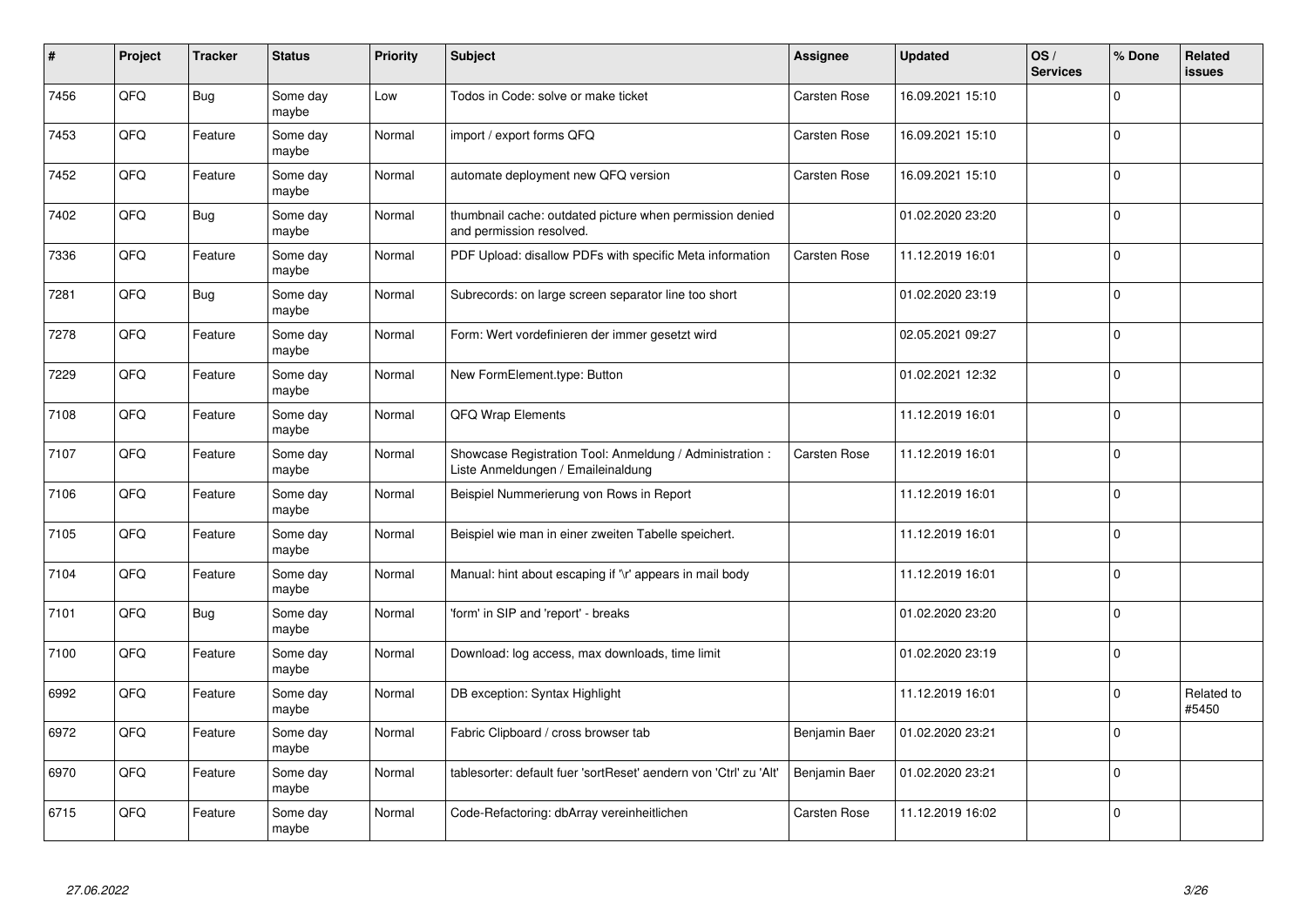| # | Project | Tracker | Status | Priority | Subject | Assignee | Updated | OS / Services | % Done | Related issues |
|---|---|---|---|---|---|---|---|---|---|---|
| 7456 | QFQ | Bug | Some day maybe | Low | Todos in Code: solve or make ticket | Carsten Rose | 16.09.2021 15:10 | | 0 | |
| 7453 | QFQ | Feature | Some day maybe | Normal | import / export forms QFQ | Carsten Rose | 16.09.2021 15:10 | | 0 | |
| 7452 | QFQ | Feature | Some day maybe | Normal | automate deployment new QFQ version | Carsten Rose | 16.09.2021 15:10 | | 0 | |
| 7402 | QFQ | Bug | Some day maybe | Normal | thumbnail cache: outdated picture when permission denied and permission resolved. | | 01.02.2020 23:20 | | 0 | |
| 7336 | QFQ | Feature | Some day maybe | Normal | PDF Upload: disallow PDFs with specific Meta information | Carsten Rose | 11.12.2019 16:01 | | 0 | |
| 7281 | QFQ | Bug | Some day maybe | Normal | Subrecords: on large screen separator line too short | | 01.02.2020 23:19 | | 0 | |
| 7278 | QFQ | Feature | Some day maybe | Normal | Form: Wert vordefinieren der immer gesetzt wird | | 02.05.2021 09:27 | | 0 | |
| 7229 | QFQ | Feature | Some day maybe | Normal | New FormElement.type: Button | | 01.02.2021 12:32 | | 0 | |
| 7108 | QFQ | Feature | Some day maybe | Normal | QFQ Wrap Elements | | 11.12.2019 16:01 | | 0 | |
| 7107 | QFQ | Feature | Some day maybe | Normal | Showcase Registration Tool: Anmeldung / Administration : Liste Anmeldungen / Emaileinaldung | Carsten Rose | 11.12.2019 16:01 | | 0 | |
| 7106 | QFQ | Feature | Some day maybe | Normal | Beispiel Nummerierung von Rows in Report | | 11.12.2019 16:01 | | 0 | |
| 7105 | QFQ | Feature | Some day maybe | Normal | Beispiel wie man in einer zweiten Tabelle speichert. | | 11.12.2019 16:01 | | 0 | |
| 7104 | QFQ | Feature | Some day maybe | Normal | Manual: hint about escaping if '\r' appears in mail body | | 11.12.2019 16:01 | | 0 | |
| 7101 | QFQ | Bug | Some day maybe | Normal | 'form' in SIP and 'report' - breaks | | 01.02.2020 23:20 | | 0 | |
| 7100 | QFQ | Feature | Some day maybe | Normal | Download: log access, max downloads, time limit | | 01.02.2020 23:19 | | 0 | |
| 6992 | QFQ | Feature | Some day maybe | Normal | DB exception: Syntax Highlight | | 11.12.2019 16:01 | | 0 | Related to #5450 |
| 6972 | QFQ | Feature | Some day maybe | Normal | Fabric Clipboard / cross browser tab | Benjamin Baer | 01.02.2020 23:21 | | 0 | |
| 6970 | QFQ | Feature | Some day maybe | Normal | tablesorter: default fuer 'sortReset' aendern von 'Ctrl' zu 'Alt' | Benjamin Baer | 01.02.2020 23:21 | | 0 | |
| 6715 | QFQ | Feature | Some day maybe | Normal | Code-Refactoring: dbArray vereinheitlichen | Carsten Rose | 11.12.2019 16:02 | | 0 | |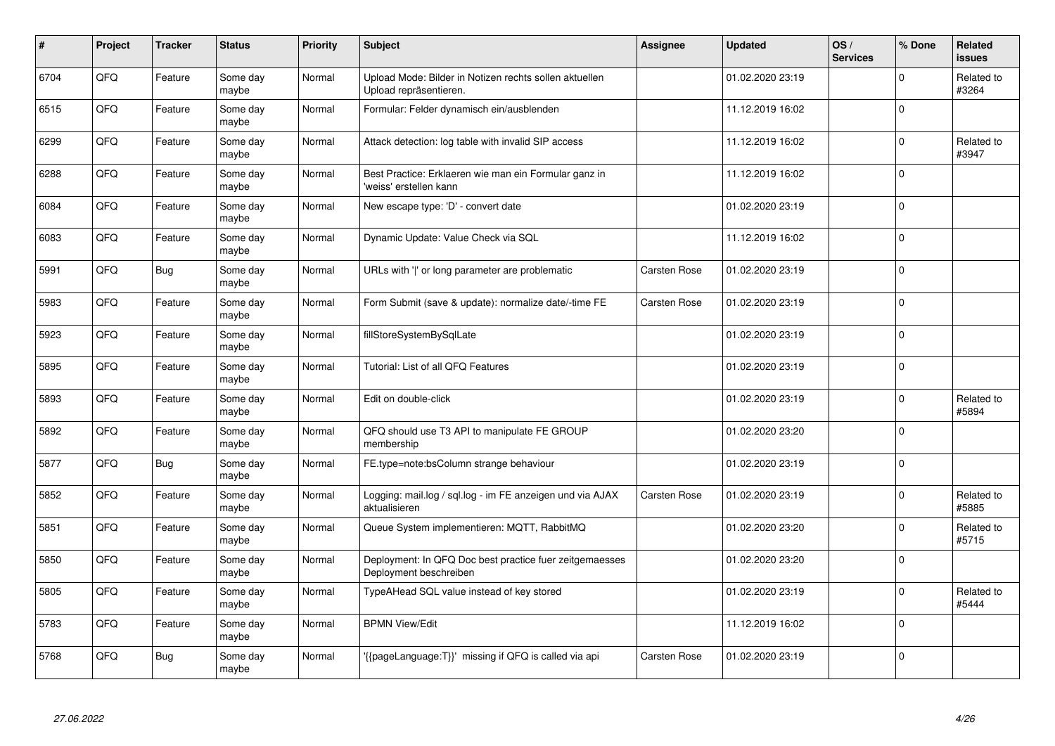| # | Project | Tracker | Status | Priority | Subject | Assignee | Updated | OS / Services | % Done | Related issues |
|---|---|---|---|---|---|---|---|---|---|---|
| 6704 | QFQ | Feature | Some day maybe | Normal | Upload Mode: Bilder in Notizen rechts sollen aktuellen Upload repräsentieren. | | 01.02.2020 23:19 | | 0 | Related to #3264 |
| 6515 | QFQ | Feature | Some day maybe | Normal | Formular: Felder dynamisch ein/ausblenden | | 11.12.2019 16:02 | | 0 | |
| 6299 | QFQ | Feature | Some day maybe | Normal | Attack detection: log table with invalid SIP access | | 11.12.2019 16:02 | | 0 | Related to #3947 |
| 6288 | QFQ | Feature | Some day maybe | Normal | Best Practice: Erklaeren wie man ein Formular ganz in 'weiss' erstellen kann | | 11.12.2019 16:02 | | 0 | |
| 6084 | QFQ | Feature | Some day maybe | Normal | New escape type: 'D' - convert date | | 01.02.2020 23:19 | | 0 | |
| 6083 | QFQ | Feature | Some day maybe | Normal | Dynamic Update: Value Check via SQL | | 11.12.2019 16:02 | | 0 | |
| 5991 | QFQ | Bug | Some day maybe | Normal | URLs with '|' or long parameter are problematic | Carsten Rose | 01.02.2020 23:19 | | 0 | |
| 5983 | QFQ | Feature | Some day maybe | Normal | Form Submit (save & update): normalize date/-time FE | Carsten Rose | 01.02.2020 23:19 | | 0 | |
| 5923 | QFQ | Feature | Some day maybe | Normal | fillStoreSystemBySqlLate | | 01.02.2020 23:19 | | 0 | |
| 5895 | QFQ | Feature | Some day maybe | Normal | Tutorial: List of all QFQ Features | | 01.02.2020 23:19 | | 0 | |
| 5893 | QFQ | Feature | Some day maybe | Normal | Edit on double-click | | 01.02.2020 23:19 | | 0 | Related to #5894 |
| 5892 | QFQ | Feature | Some day maybe | Normal | QFQ should use T3 API to manipulate FE GROUP membership | | 01.02.2020 23:20 | | 0 | |
| 5877 | QFQ | Bug | Some day maybe | Normal | FE.type=note:bsColumn strange behaviour | | 01.02.2020 23:19 | | 0 | |
| 5852 | QFQ | Feature | Some day maybe | Normal | Logging: mail.log / sql.log - im FE anzeigen und via AJAX aktualisieren | Carsten Rose | 01.02.2020 23:19 | | 0 | Related to #5885 |
| 5851 | QFQ | Feature | Some day maybe | Normal | Queue System implementieren: MQTT, RabbitMQ | | 01.02.2020 23:20 | | 0 | Related to #5715 |
| 5850 | QFQ | Feature | Some day maybe | Normal | Deployment: In QFQ Doc best practice fuer zeitgemaesses Deployment beschreiben | | 01.02.2020 23:20 | | 0 | |
| 5805 | QFQ | Feature | Some day maybe | Normal | TypeAHead SQL value instead of key stored | | 01.02.2020 23:19 | | 0 | Related to #5444 |
| 5783 | QFQ | Feature | Some day maybe | Normal | BPMN View/Edit | | 11.12.2019 16:02 | | 0 | |
| 5768 | QFQ | Bug | Some day maybe | Normal | '{{pageLanguage:T}}' missing if QFQ is called via api | Carsten Rose | 01.02.2020 23:19 | | 0 | |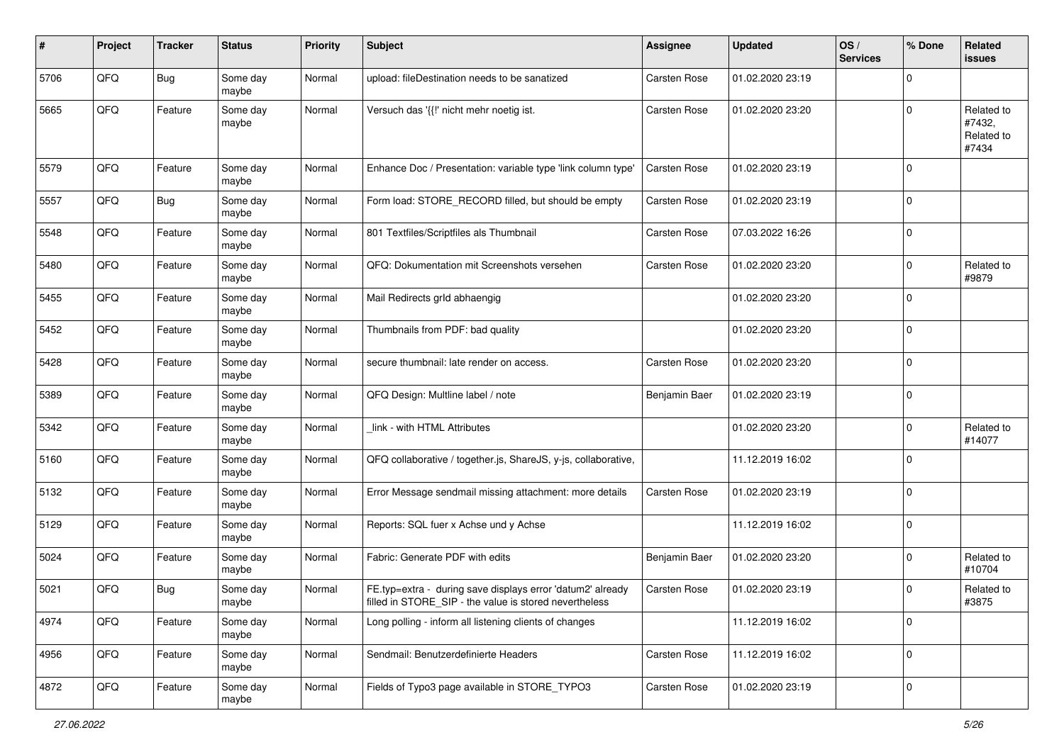| # | Project | Tracker | Status | Priority | Subject | Assignee | Updated | OS / Services | % Done | Related issues |
|---|---|---|---|---|---|---|---|---|---|---|
| 5706 | QFQ | Bug | Some day maybe | Normal | upload: fileDestination needs to be sanatized | Carsten Rose | 01.02.2020 23:19 | | 0 | |
| 5665 | QFQ | Feature | Some day maybe | Normal | Versuch das '{{!' nicht mehr noetig ist. | Carsten Rose | 01.02.2020 23:20 | | 0 | Related to #7432, Related to #7434 |
| 5579 | QFQ | Feature | Some day maybe | Normal | Enhance Doc / Presentation: variable type 'link column type' | Carsten Rose | 01.02.2020 23:19 | | 0 | |
| 5557 | QFQ | Bug | Some day maybe | Normal | Form load: STORE_RECORD filled, but should be empty | Carsten Rose | 01.02.2020 23:19 | | 0 | |
| 5548 | QFQ | Feature | Some day maybe | Normal | 801 Textfiles/Scriptfiles als Thumbnail | Carsten Rose | 07.03.2022 16:26 | | 0 | |
| 5480 | QFQ | Feature | Some day maybe | Normal | QFQ: Dokumentation mit Screenshots versehen | Carsten Rose | 01.02.2020 23:20 | | 0 | Related to #9879 |
| 5455 | QFQ | Feature | Some day maybe | Normal | Mail Redirects grId abhaengig | | 01.02.2020 23:20 | | 0 | |
| 5452 | QFQ | Feature | Some day maybe | Normal | Thumbnails from PDF: bad quality | | 01.02.2020 23:20 | | 0 | |
| 5428 | QFQ | Feature | Some day maybe | Normal | secure thumbnail: late render on access. | Carsten Rose | 01.02.2020 23:20 | | 0 | |
| 5389 | QFQ | Feature | Some day maybe | Normal | QFQ Design: Multline label / note | Benjamin Baer | 01.02.2020 23:19 | | 0 | |
| 5342 | QFQ | Feature | Some day maybe | Normal | _link - with HTML Attributes | | 01.02.2020 23:20 | | 0 | Related to #14077 |
| 5160 | QFQ | Feature | Some day maybe | Normal | QFQ collaborative / together.js, ShareJS, y-js, collaborative, | | 11.12.2019 16:02 | | 0 | |
| 5132 | QFQ | Feature | Some day maybe | Normal | Error Message sendmail missing attachment: more details | Carsten Rose | 01.02.2020 23:19 | | 0 | |
| 5129 | QFQ | Feature | Some day maybe | Normal | Reports: SQL fuer x Achse und y Achse | | 11.12.2019 16:02 | | 0 | |
| 5024 | QFQ | Feature | Some day maybe | Normal | Fabric: Generate PDF with edits | Benjamin Baer | 01.02.2020 23:20 | | 0 | Related to #10704 |
| 5021 | QFQ | Bug | Some day maybe | Normal | FE.typ=extra - during save displays error 'datum2' already filled in STORE_SIP - the value is stored nevertheless | Carsten Rose | 01.02.2020 23:19 | | 0 | Related to #3875 |
| 4974 | QFQ | Feature | Some day maybe | Normal | Long polling - inform all listening clients of changes | | 11.12.2019 16:02 | | 0 | |
| 4956 | QFQ | Feature | Some day maybe | Normal | Sendmail: Benutzerdefinierte Headers | Carsten Rose | 11.12.2019 16:02 | | 0 | |
| 4872 | QFQ | Feature | Some day maybe | Normal | Fields of Typo3 page available in STORE_TYPO3 | Carsten Rose | 01.02.2020 23:19 | | 0 | |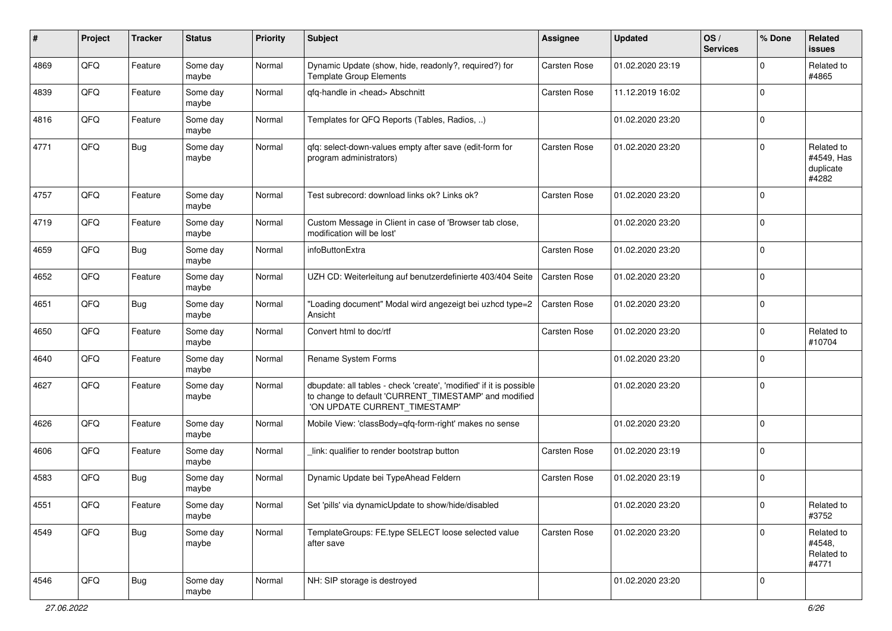| # | Project | Tracker | Status | Priority | Subject | Assignee | Updated | OS / Services | % Done | Related issues |
|---|---|---|---|---|---|---|---|---|---|---|
| 4869 | QFQ | Feature | Some day maybe | Normal | Dynamic Update (show, hide, readonly?, required?) for Template Group Elements | Carsten Rose | 01.02.2020 23:19 | | 0 | Related to #4865 |
| 4839 | QFQ | Feature | Some day maybe | Normal | qfq-handle in <head> Abschnitt | Carsten Rose | 11.12.2019 16:02 | | 0 | |
| 4816 | QFQ | Feature | Some day maybe | Normal | Templates for QFQ Reports (Tables, Radios, ..) | | 01.02.2020 23:20 | | 0 | |
| 4771 | QFQ | Bug | Some day maybe | Normal | qfq: select-down-values empty after save (edit-form for program administrators) | Carsten Rose | 01.02.2020 23:20 | | 0 | Related to #4549, Has duplicate #4282 |
| 4757 | QFQ | Feature | Some day maybe | Normal | Test subrecord: download links ok? Links ok? | Carsten Rose | 01.02.2020 23:20 | | 0 | |
| 4719 | QFQ | Feature | Some day maybe | Normal | Custom Message in Client in case of 'Browser tab close, modification will be lost' | | 01.02.2020 23:20 | | 0 | |
| 4659 | QFQ | Bug | Some day maybe | Normal | infoButtonExtra | Carsten Rose | 01.02.2020 23:20 | | 0 | |
| 4652 | QFQ | Feature | Some day maybe | Normal | UZH CD: Weiterleitung auf benutzerdefinierte 403/404 Seite | Carsten Rose | 01.02.2020 23:20 | | 0 | |
| 4651 | QFQ | Bug | Some day maybe | Normal | "Loading document" Modal wird angezeigt bei uzhcd type=2 Ansicht | Carsten Rose | 01.02.2020 23:20 | | 0 | |
| 4650 | QFQ | Feature | Some day maybe | Normal | Convert html to doc/rtf | Carsten Rose | 01.02.2020 23:20 | | 0 | Related to #10704 |
| 4640 | QFQ | Feature | Some day maybe | Normal | Rename System Forms | | 01.02.2020 23:20 | | 0 | |
| 4627 | QFQ | Feature | Some day maybe | Normal | dbupdate: all tables - check 'create', 'modified' if it is possible to change to default 'CURRENT_TIMESTAMP' and modified 'ON UPDATE CURRENT_TIMESTAMP' | | 01.02.2020 23:20 | | 0 | |
| 4626 | QFQ | Feature | Some day maybe | Normal | Mobile View: 'classBody=qfq-form-right' makes no sense | | 01.02.2020 23:20 | | 0 | |
| 4606 | QFQ | Feature | Some day maybe | Normal | _link: qualifier to render bootstrap button | Carsten Rose | 01.02.2020 23:19 | | 0 | |
| 4583 | QFQ | Bug | Some day maybe | Normal | Dynamic Update bei TypeAhead Feldern | Carsten Rose | 01.02.2020 23:19 | | 0 | |
| 4551 | QFQ | Feature | Some day maybe | Normal | Set 'pills' via dynamicUpdate to show/hide/disabled | | 01.02.2020 23:20 | | 0 | Related to #3752 |
| 4549 | QFQ | Bug | Some day maybe | Normal | TemplateGroups: FE.type SELECT loose selected value after save | Carsten Rose | 01.02.2020 23:20 | | 0 | Related to #4548, Related to #4771 |
| 4546 | QFQ | Bug | Some day maybe | Normal | NH: SIP storage is destroyed | | 01.02.2020 23:20 | | 0 | |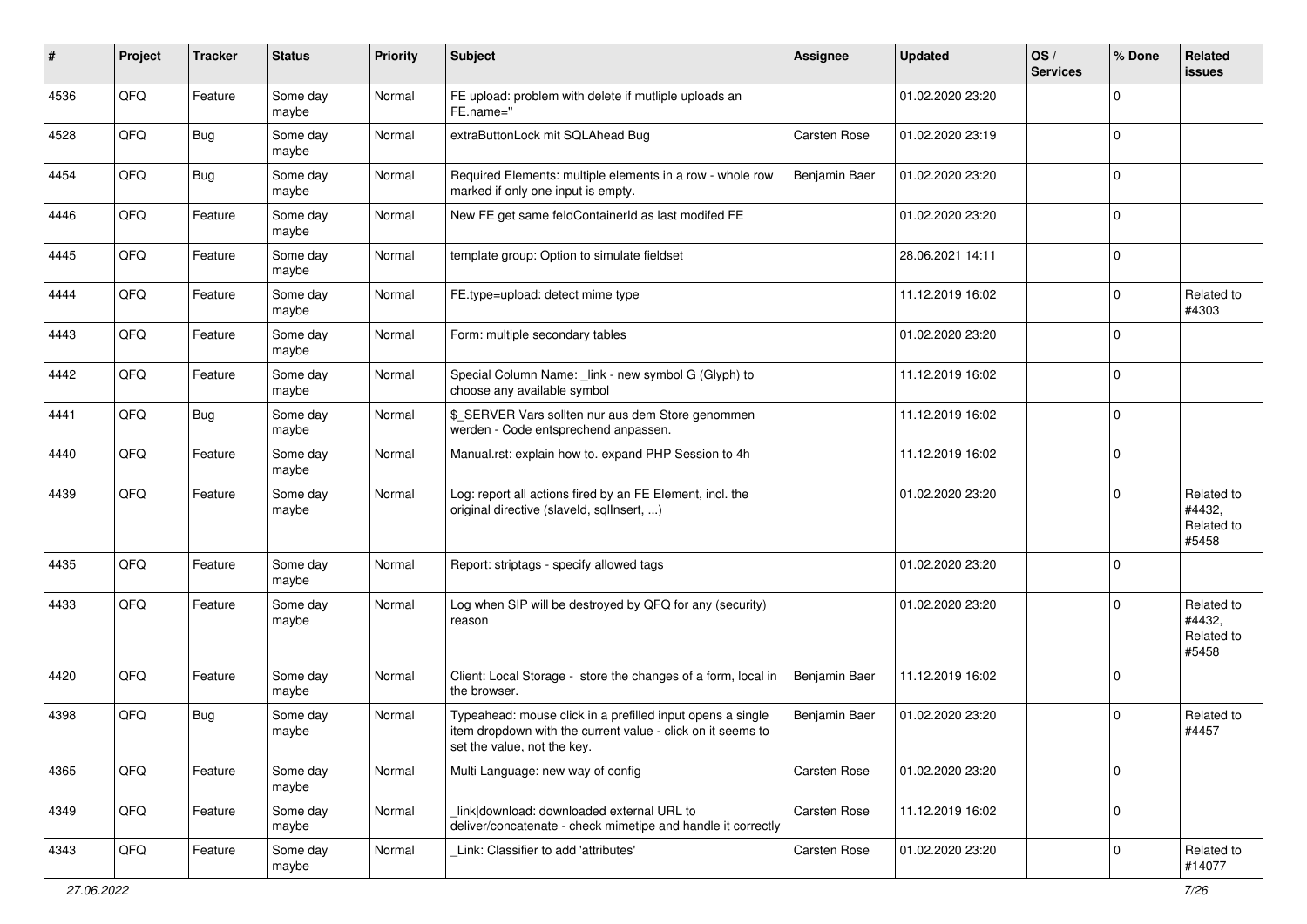| # | Project | Tracker | Status | Priority | Subject | Assignee | Updated | OS / Services | % Done | Related issues |
|---|---|---|---|---|---|---|---|---|---|---|
| 4536 | QFQ | Feature | Some day maybe | Normal | FE upload: problem with delete if mutliple uploads an FE.name="" | | 01.02.2020 23:20 | | 0 | |
| 4528 | QFQ | Bug | Some day maybe | Normal | extraButtonLock mit SQLAhead Bug | Carsten Rose | 01.02.2020 23:19 | | 0 | |
| 4454 | QFQ | Bug | Some day maybe | Normal | Required Elements: multiple elements in a row - whole row marked if only one input is empty. | Benjamin Baer | 01.02.2020 23:20 | | 0 | |
| 4446 | QFQ | Feature | Some day maybe | Normal | New FE get same feldContainerId as last modifed FE | | 01.02.2020 23:20 | | 0 | |
| 4445 | QFQ | Feature | Some day maybe | Normal | template group: Option to simulate fieldset | | 28.06.2021 14:11 | | 0 | |
| 4444 | QFQ | Feature | Some day maybe | Normal | FE.type=upload: detect mime type | | 11.12.2019 16:02 | | 0 | Related to #4303 |
| 4443 | QFQ | Feature | Some day maybe | Normal | Form: multiple secondary tables | | 01.02.2020 23:20 | | 0 | |
| 4442 | QFQ | Feature | Some day maybe | Normal | Special Column Name: _link - new symbol G (Glyph) to choose any available symbol | | 11.12.2019 16:02 | | 0 | |
| 4441 | QFQ | Bug | Some day maybe | Normal | $_SERVER Vars sollten nur aus dem Store genommen werden - Code entsprechend anpassen. | | 11.12.2019 16:02 | | 0 | |
| 4440 | QFQ | Feature | Some day maybe | Normal | Manual.rst: explain how to. expand PHP Session to 4h | | 11.12.2019 16:02 | | 0 | |
| 4439 | QFQ | Feature | Some day maybe | Normal | Log: report all actions fired by an FE Element, incl. the original directive (slaveId, sqlInsert, ...) | | 01.02.2020 23:20 | | 0 | Related to #4432, Related to #5458 |
| 4435 | QFQ | Feature | Some day maybe | Normal | Report: striptags - specify allowed tags | | 01.02.2020 23:20 | | 0 | |
| 4433 | QFQ | Feature | Some day maybe | Normal | Log when SIP will be destroyed by QFQ for any (security) reason | | 01.02.2020 23:20 | | 0 | Related to #4432, Related to #5458 |
| 4420 | QFQ | Feature | Some day maybe | Normal | Client: Local Storage - store the changes of a form, local in the browser. | Benjamin Baer | 11.12.2019 16:02 | | 0 | |
| 4398 | QFQ | Bug | Some day maybe | Normal | Typeahead: mouse click in a prefilled input opens a single item dropdown with the current value - click on it seems to set the value, not the key. | Benjamin Baer | 01.02.2020 23:20 | | 0 | Related to #4457 |
| 4365 | QFQ | Feature | Some day maybe | Normal | Multi Language: new way of config | Carsten Rose | 01.02.2020 23:20 | | 0 | |
| 4349 | QFQ | Feature | Some day maybe | Normal | link\|download: downloaded external URL to deliver/concatenate - check mimetipe and handle it correctly | Carsten Rose | 11.12.2019 16:02 | | 0 | |
| 4343 | QFQ | Feature | Some day maybe | Normal | _Link: Classifier to add 'attributes' | Carsten Rose | 01.02.2020 23:20 | | 0 | Related to #14077 |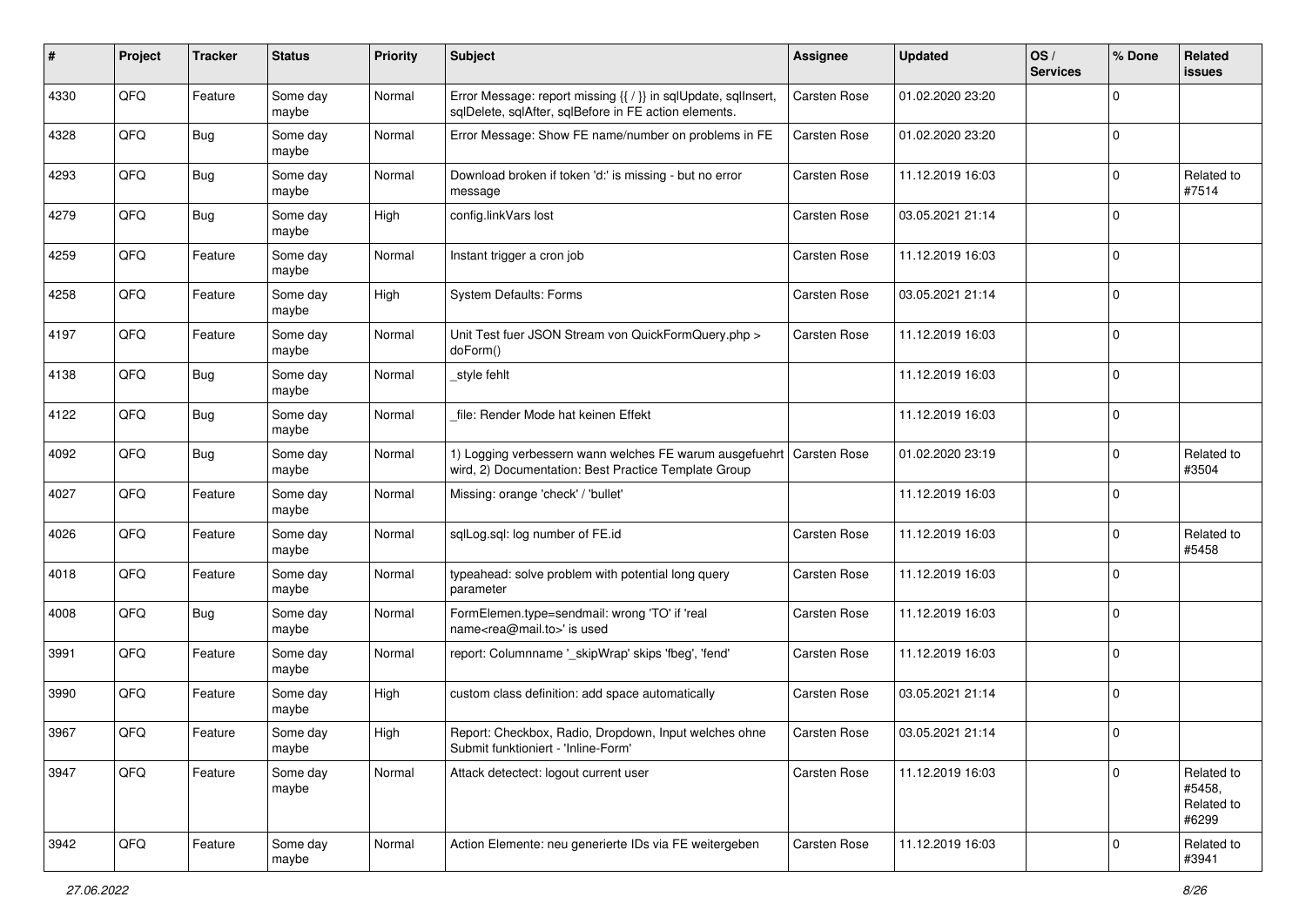| # | Project | Tracker | Status | Priority | Subject | Assignee | Updated | OS / Services | % Done | Related issues |
|---|---|---|---|---|---|---|---|---|---|---|
| 4330 | QFQ | Feature | Some day maybe | Normal | Error Message: report missing {{ / }} in sqlUpdate, sqlInsert, sqlDelete, sqlAfter, sqlBefore in FE action elements. | Carsten Rose | 01.02.2020 23:20 | | 0 | |
| 4328 | QFQ | Bug | Some day maybe | Normal | Error Message: Show FE name/number on problems in FE | Carsten Rose | 01.02.2020 23:20 | | 0 | |
| 4293 | QFQ | Bug | Some day maybe | Normal | Download broken if token 'd:' is missing - but no error message | Carsten Rose | 11.12.2019 16:03 | | 0 | Related to #7514 |
| 4279 | QFQ | Bug | Some day maybe | High | config.linkVars lost | Carsten Rose | 03.05.2021 21:14 | | 0 | |
| 4259 | QFQ | Feature | Some day maybe | Normal | Instant trigger a cron job | Carsten Rose | 11.12.2019 16:03 | | 0 | |
| 4258 | QFQ | Feature | Some day maybe | High | System Defaults: Forms | Carsten Rose | 03.05.2021 21:14 | | 0 | |
| 4197 | QFQ | Feature | Some day maybe | Normal | Unit Test fuer JSON Stream von QuickFormQuery.php > doForm() | Carsten Rose | 11.12.2019 16:03 | | 0 | |
| 4138 | QFQ | Bug | Some day maybe | Normal | _style fehlt | | 11.12.2019 16:03 | | 0 | |
| 4122 | QFQ | Bug | Some day maybe | Normal | _file: Render Mode hat keinen Effekt | | 11.12.2019 16:03 | | 0 | |
| 4092 | QFQ | Bug | Some day maybe | Normal | 1) Logging verbessern wann welches FE warum ausgefuehrt wird, 2) Documentation: Best Practice Template Group | Carsten Rose | 01.02.2020 23:19 | | 0 | Related to #3504 |
| 4027 | QFQ | Feature | Some day maybe | Normal | Missing: orange 'check' / 'bullet' | | 11.12.2019 16:03 | | 0 | |
| 4026 | QFQ | Feature | Some day maybe | Normal | sqlLog.sql: log number of FE.id | Carsten Rose | 11.12.2019 16:03 | | 0 | Related to #5458 |
| 4018 | QFQ | Feature | Some day maybe | Normal | typeahead: solve problem with potential long query parameter | Carsten Rose | 11.12.2019 16:03 | | 0 | |
| 4008 | QFQ | Bug | Some day maybe | Normal | FormElemen.type=sendmail: wrong 'TO' if 'real name<rea@mail.to>' is used | Carsten Rose | 11.12.2019 16:03 | | 0 | |
| 3991 | QFQ | Feature | Some day maybe | Normal | report: Columnname '_skipWrap' skips 'fbeg', 'fend' | Carsten Rose | 11.12.2019 16:03 | | 0 | |
| 3990 | QFQ | Feature | Some day maybe | High | custom class definition: add space automatically | Carsten Rose | 03.05.2021 21:14 | | 0 | |
| 3967 | QFQ | Feature | Some day maybe | High | Report: Checkbox, Radio, Dropdown, Input welches ohne Submit funktioniert - 'Inline-Form' | Carsten Rose | 03.05.2021 21:14 | | 0 | |
| 3947 | QFQ | Feature | Some day maybe | Normal | Attack detectect: logout current user | Carsten Rose | 11.12.2019 16:03 | | 0 | Related to #5458, Related to #6299 |
| 3942 | QFQ | Feature | Some day maybe | Normal | Action Elemente: neu generierte IDs via FE weitergeben | Carsten Rose | 11.12.2019 16:03 | | 0 | Related to #3941 |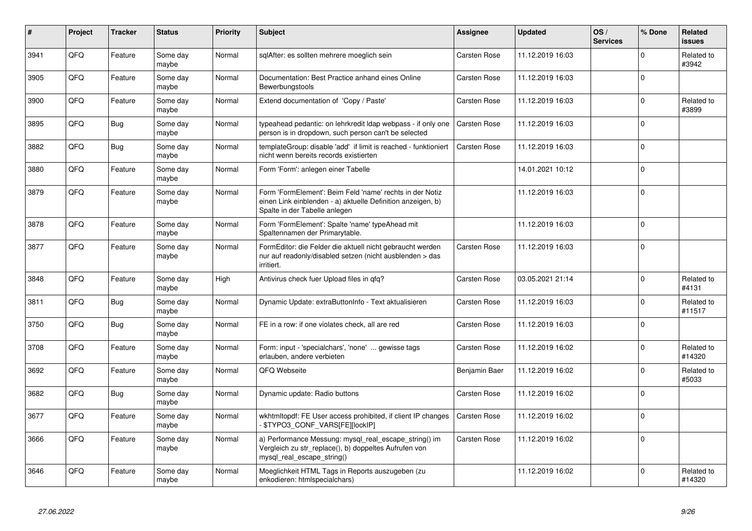| # | Project | Tracker | Status | Priority | Subject | Assignee | Updated | OS / Services | % Done | Related issues |
|---|---|---|---|---|---|---|---|---|---|---|
| 3941 | QFQ | Feature | Some day maybe | Normal | sqlAfter: es sollten mehrere moeglich sein | Carsten Rose | 11.12.2019 16:03 | | 0 | Related to #3942 |
| 3905 | QFQ | Feature | Some day maybe | Normal | Documentation: Best Practice anhand eines Online Bewerbungstools | Carsten Rose | 11.12.2019 16:03 | | 0 | |
| 3900 | QFQ | Feature | Some day maybe | Normal | Extend documentation of 'Copy / Paste' | Carsten Rose | 11.12.2019 16:03 | | 0 | Related to #3899 |
| 3895 | QFQ | Bug | Some day maybe | Normal | typeahead pedantic: on lehrkredit ldap webpass - if only one person is in dropdown, such person can't be selected | Carsten Rose | 11.12.2019 16:03 | | 0 | |
| 3882 | QFQ | Bug | Some day maybe | Normal | templateGroup: disable 'add' if limit is reached - funktioniert nicht wenn bereits records existierten | Carsten Rose | 11.12.2019 16:03 | | 0 | |
| 3880 | QFQ | Feature | Some day maybe | Normal | Form 'Form': anlegen einer Tabelle | | 14.01.2021 10:12 | | 0 | |
| 3879 | QFQ | Feature | Some day maybe | Normal | Form 'FormElement': Beim Feld 'name' rechts in der Notiz einen Link einblenden - a) aktuelle Definition anzeigen, b) Spalte in der Tabelle anlegen | | 11.12.2019 16:03 | | 0 | |
| 3878 | QFQ | Feature | Some day maybe | Normal | Form 'FormElement': Spalte 'name' typeAhead mit Spaltennamen der Primarytable. | | 11.12.2019 16:03 | | 0 | |
| 3877 | QFQ | Feature | Some day maybe | Normal | FormEditor: die Felder die aktuell nicht gebraucht werden nur auf readonly/disabled setzen (nicht ausblenden > das irritiert. | Carsten Rose | 11.12.2019 16:03 | | 0 | |
| 3848 | QFQ | Feature | Some day maybe | High | Antivirus check fuer Upload files in qfq? | Carsten Rose | 03.05.2021 21:14 | | 0 | Related to #4131 |
| 3811 | QFQ | Bug | Some day maybe | Normal | Dynamic Update: extraButtonInfo - Text aktualisieren | Carsten Rose | 11.12.2019 16:03 | | 0 | Related to #11517 |
| 3750 | QFQ | Bug | Some day maybe | Normal | FE in a row: if one violates check, all are red | Carsten Rose | 11.12.2019 16:03 | | 0 | |
| 3708 | QFQ | Feature | Some day maybe | Normal | Form: input - 'specialchars', 'none' ... gewisse tags erlauben, andere verbieten | Carsten Rose | 11.12.2019 16:02 | | 0 | Related to #14320 |
| 3692 | QFQ | Feature | Some day maybe | Normal | QFQ Webseite | Benjamin Baer | 11.12.2019 16:02 | | 0 | Related to #5033 |
| 3682 | QFQ | Bug | Some day maybe | Normal | Dynamic update: Radio buttons | Carsten Rose | 11.12.2019 16:02 | | 0 | |
| 3677 | QFQ | Feature | Some day maybe | Normal | wkhtmltopdf: FE User access prohibited, if client IP changes - $TYPO3_CONF_VARS[FE][lockIP] | Carsten Rose | 11.12.2019 16:02 | | 0 | |
| 3666 | QFQ | Feature | Some day maybe | Normal | a) Performance Messung: mysql_real_escape_string() im Vergleich zu str_replace(), b) doppeltes Aufrufen von mysql_real_escape_string() | Carsten Rose | 11.12.2019 16:02 | | 0 | |
| 3646 | QFQ | Feature | Some day maybe | Normal | Moeglichkeit HTML Tags in Reports auszugeben (zu enkodieren: htmlspecialchars) | | 11.12.2019 16:02 | | 0 | Related to #14320 |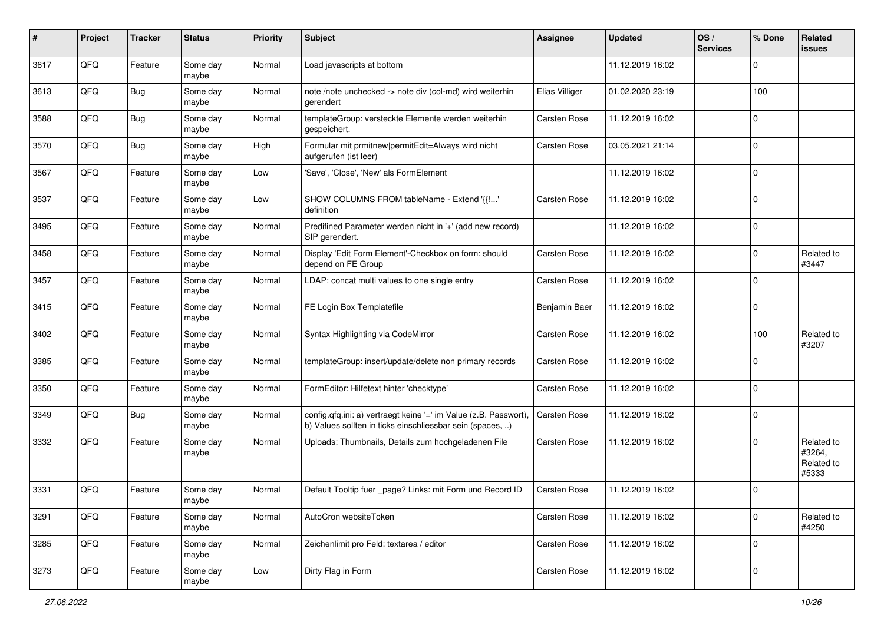| # | Project | Tracker | Status | Priority | Subject | Assignee | Updated | OS / Services | % Done | Related issues |
|---|---|---|---|---|---|---|---|---|---|---|
| 3617 | QFQ | Feature | Some day maybe | Normal | Load javascripts at bottom | | 11.12.2019 16:02 | | 0 | |
| 3613 | QFQ | Bug | Some day maybe | Normal | note /note unchecked -> note div (col-md) wird weiterhin gerendert | Elias Villiger | 01.02.2020 23:19 | | 100 | |
| 3588 | QFQ | Bug | Some day maybe | Normal | templateGroup: versteckte Elemente werden weiterhin gespeichert. | Carsten Rose | 11.12.2019 16:02 | | 0 | |
| 3570 | QFQ | Bug | Some day maybe | High | Formular mit prmitnew\|permitEdit=Always wird nicht aufgerufen (ist leer) | Carsten Rose | 03.05.2021 21:14 | | 0 | |
| 3567 | QFQ | Feature | Some day maybe | Low | 'Save', 'Close', 'New' als FormElement | | 11.12.2019 16:02 | | 0 | |
| 3537 | QFQ | Feature | Some day maybe | Low | SHOW COLUMNS FROM tableName - Extend '{{!...' definition | Carsten Rose | 11.12.2019 16:02 | | 0 | |
| 3495 | QFQ | Feature | Some day maybe | Normal | Predifined Parameter werden nicht in '+' (add new record) SIP gerendert. | | 11.12.2019 16:02 | | 0 | |
| 3458 | QFQ | Feature | Some day maybe | Normal | Display 'Edit Form Element'-Checkbox on form: should depend on FE Group | Carsten Rose | 11.12.2019 16:02 | | 0 | Related to #3447 |
| 3457 | QFQ | Feature | Some day maybe | Normal | LDAP: concat multi values to one single entry | Carsten Rose | 11.12.2019 16:02 | | 0 | |
| 3415 | QFQ | Feature | Some day maybe | Normal | FE Login Box Templatefile | Benjamin Baer | 11.12.2019 16:02 | | 0 | |
| 3402 | QFQ | Feature | Some day maybe | Normal | Syntax Highlighting via CodeMirror | Carsten Rose | 11.12.2019 16:02 | | 100 | Related to #3207 |
| 3385 | QFQ | Feature | Some day maybe | Normal | templateGroup: insert/update/delete non primary records | Carsten Rose | 11.12.2019 16:02 | | 0 | |
| 3350 | QFQ | Feature | Some day maybe | Normal | FormEditor: Hilfetext hinter 'checktype' | Carsten Rose | 11.12.2019 16:02 | | 0 | |
| 3349 | QFQ | Bug | Some day maybe | Normal | config.qfq.ini: a) vertraegt keine '=' im Value (z.B. Passwort), b) Values sollten in ticks einschliessbar sein (spaces, ..) | Carsten Rose | 11.12.2019 16:02 | | 0 | |
| 3332 | QFQ | Feature | Some day maybe | Normal | Uploads: Thumbnails, Details zum hochgeladenen File | Carsten Rose | 11.12.2019 16:02 | | 0 | Related to #3264, Related to #5333 |
| 3331 | QFQ | Feature | Some day maybe | Normal | Default Tooltip fuer _page? Links: mit Form und Record ID | Carsten Rose | 11.12.2019 16:02 | | 0 | |
| 3291 | QFQ | Feature | Some day maybe | Normal | AutoCron websiteToken | Carsten Rose | 11.12.2019 16:02 | | 0 | Related to #4250 |
| 3285 | QFQ | Feature | Some day maybe | Normal | Zeichenlimit pro Feld: textarea / editor | Carsten Rose | 11.12.2019 16:02 | | 0 | |
| 3273 | QFQ | Feature | Some day maybe | Low | Dirty Flag in Form | Carsten Rose | 11.12.2019 16:02 | | 0 | |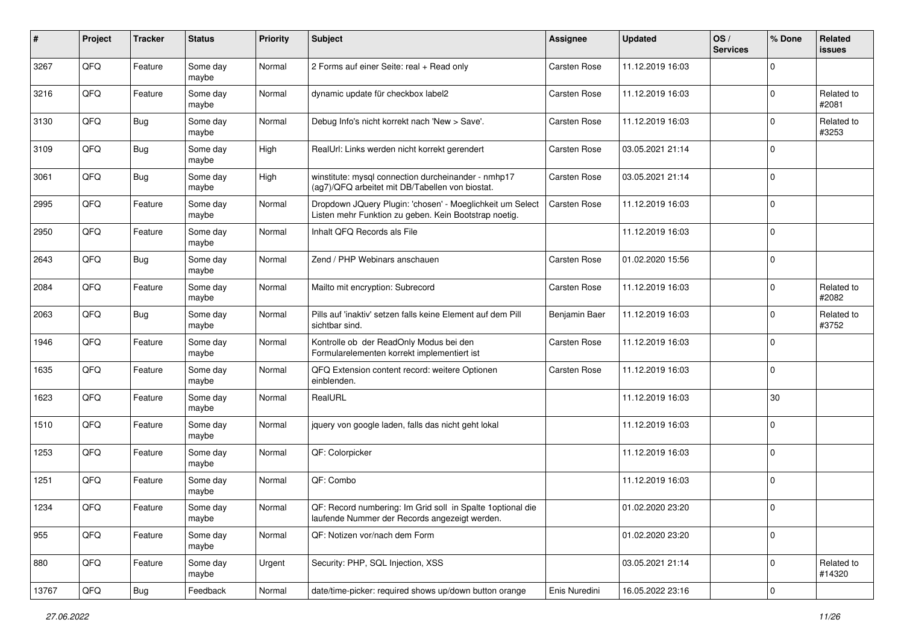| # | Project | Tracker | Status | Priority | Subject | Assignee | Updated | OS / Services | % Done | Related issues |
|---|---|---|---|---|---|---|---|---|---|---|
| 3267 | QFQ | Feature | Some day maybe | Normal | 2 Forms auf einer Seite: real + Read only | Carsten Rose | 11.12.2019 16:03 | | 0 | |
| 3216 | QFQ | Feature | Some day maybe | Normal | dynamic update für checkbox label2 | Carsten Rose | 11.12.2019 16:03 | | 0 | Related to #2081 |
| 3130 | QFQ | Bug | Some day maybe | Normal | Debug Info's nicht korrekt nach 'New > Save'. | Carsten Rose | 11.12.2019 16:03 | | 0 | Related to #3253 |
| 3109 | QFQ | Bug | Some day maybe | High | RealUrl: Links werden nicht korrekt gerendert | Carsten Rose | 03.05.2021 21:14 | | 0 | |
| 3061 | QFQ | Bug | Some day maybe | High | winstitute: mysql connection durcheinander - nmhp17 (ag7)/QFQ arbeitet mit DB/Tabellen von biostat. | Carsten Rose | 03.05.2021 21:14 | | 0 | |
| 2995 | QFQ | Feature | Some day maybe | Normal | Dropdown JQuery Plugin: 'chosen' - Moeglichkeit um Select Listen mehr Funktion zu geben. Kein Bootstrap noetig. | Carsten Rose | 11.12.2019 16:03 | | 0 | |
| 2950 | QFQ | Feature | Some day maybe | Normal | Inhalt QFQ Records als File | | 11.12.2019 16:03 | | 0 | |
| 2643 | QFQ | Bug | Some day maybe | Normal | Zend / PHP Webinars anschauen | Carsten Rose | 01.02.2020 15:56 | | 0 | |
| 2084 | QFQ | Feature | Some day maybe | Normal | Mailto mit encryption: Subrecord | Carsten Rose | 11.12.2019 16:03 | | 0 | Related to #2082 |
| 2063 | QFQ | Bug | Some day maybe | Normal | Pills auf 'inaktiv' setzen falls keine Element auf dem Pill sichtbar sind. | Benjamin Baer | 11.12.2019 16:03 | | 0 | Related to #3752 |
| 1946 | QFQ | Feature | Some day maybe | Normal | Kontrolle ob der ReadOnly Modus bei den Formularelementen korrekt implementiert ist | Carsten Rose | 11.12.2019 16:03 | | 0 | |
| 1635 | QFQ | Feature | Some day maybe | Normal | QFQ Extension content record: weitere Optionen einblenden. | Carsten Rose | 11.12.2019 16:03 | | 0 | |
| 1623 | QFQ | Feature | Some day maybe | Normal | RealURL | | 11.12.2019 16:03 | | 30 | |
| 1510 | QFQ | Feature | Some day maybe | Normal | jquery von google laden, falls das nicht geht lokal | | 11.12.2019 16:03 | | 0 | |
| 1253 | QFQ | Feature | Some day maybe | Normal | QF: Colorpicker | | 11.12.2019 16:03 | | 0 | |
| 1251 | QFQ | Feature | Some day maybe | Normal | QF: Combo | | 11.12.2019 16:03 | | 0 | |
| 1234 | QFQ | Feature | Some day maybe | Normal | QF: Record numbering: Im Grid soll in Spalte 1optional die laufende Nummer der Records angezeigt werden. | | 01.02.2020 23:20 | | 0 | |
| 955 | QFQ | Feature | Some day maybe | Normal | QF: Notizen vor/nach dem Form | | 01.02.2020 23:20 | | 0 | |
| 880 | QFQ | Feature | Some day maybe | Urgent | Security: PHP, SQL Injection, XSS | | 03.05.2021 21:14 | | 0 | Related to #14320 |
| 13767 | QFQ | Bug | Feedback | Normal | date/time-picker: required shows up/down button orange | Enis Nuredini | 16.05.2022 23:16 | | 0 | |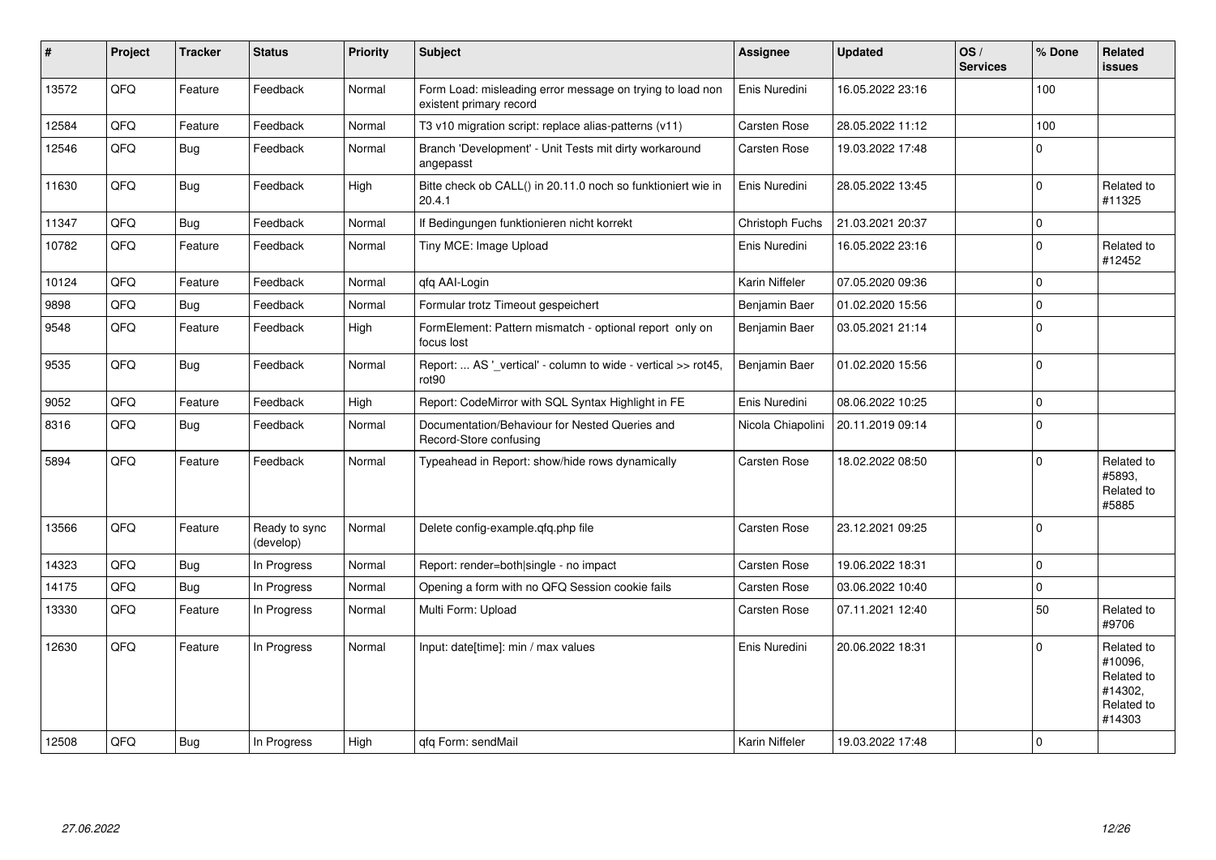| # | Project | Tracker | Status | Priority | Subject | Assignee | Updated | OS / Services | % Done | Related issues |
|---|---|---|---|---|---|---|---|---|---|---|
| 13572 | QFQ | Feature | Feedback | Normal | Form Load: misleading error message on trying to load non existent primary record | Enis Nuredini | 16.05.2022 23:16 | | 100 | |
| 12584 | QFQ | Feature | Feedback | Normal | T3 v10 migration script: replace alias-patterns (v11) | Carsten Rose | 28.05.2022 11:12 | | 100 | |
| 12546 | QFQ | Bug | Feedback | Normal | Branch 'Development' - Unit Tests mit dirty workaround angepasst | Carsten Rose | 19.03.2022 17:48 | | 0 | |
| 11630 | QFQ | Bug | Feedback | High | Bitte check ob CALL() in 20.11.0 noch so funktioniert wie in 20.4.1 | Enis Nuredini | 28.05.2022 13:45 | | 0 | Related to #11325 |
| 11347 | QFQ | Bug | Feedback | Normal | If Bedingungen funktionieren nicht korrekt | Christoph Fuchs | 21.03.2021 20:37 | | 0 | |
| 10782 | QFQ | Feature | Feedback | Normal | Tiny MCE: Image Upload | Enis Nuredini | 16.05.2022 23:16 | | 0 | Related to #12452 |
| 10124 | QFQ | Feature | Feedback | Normal | qfq AAI-Login | Karin Niffeler | 07.05.2020 09:36 | | 0 | |
| 9898 | QFQ | Bug | Feedback | Normal | Formular trotz Timeout gespeichert | Benjamin Baer | 01.02.2020 15:56 | | 0 | |
| 9548 | QFQ | Feature | Feedback | High | FormElement: Pattern mismatch - optional report only on focus lost | Benjamin Baer | 03.05.2021 21:14 | | 0 | |
| 9535 | QFQ | Bug | Feedback | Normal | Report: ... AS '_vertical' - column to wide - vertical >> rot45, rot90 | Benjamin Baer | 01.02.2020 15:56 | | 0 | |
| 9052 | QFQ | Feature | Feedback | High | Report: CodeMirror with SQL Syntax Highlight in FE | Enis Nuredini | 08.06.2022 10:25 | | 0 | |
| 8316 | QFQ | Bug | Feedback | Normal | Documentation/Behaviour for Nested Queries and Record-Store confusing | Nicola Chiapolini | 20.11.2019 09:14 | | 0 | |
| 5894 | QFQ | Feature | Feedback | Normal | Typeahead in Report: show/hide rows dynamically | Carsten Rose | 18.02.2022 08:50 | | 0 | Related to #5893, Related to #5885 |
| 13566 | QFQ | Feature | Ready to sync (develop) | Normal | Delete config-example.qfq.php file | Carsten Rose | 23.12.2021 09:25 | | 0 | |
| 14323 | QFQ | Bug | In Progress | Normal | Report: render=both\|single - no impact | Carsten Rose | 19.06.2022 18:31 | | 0 | |
| 14175 | QFQ | Bug | In Progress | Normal | Opening a form with no QFQ Session cookie fails | Carsten Rose | 03.06.2022 10:40 | | 0 | |
| 13330 | QFQ | Feature | In Progress | Normal | Multi Form: Upload | Carsten Rose | 07.11.2021 12:40 | | 50 | Related to #9706 |
| 12630 | QFQ | Feature | In Progress | Normal | Input: date[time]: min / max values | Enis Nuredini | 20.06.2022 18:31 | | 0 | Related to #10096, Related to #14302, Related to #14303 |
| 12508 | QFQ | Bug | In Progress | High | qfq Form: sendMail | Karin Niffeler | 19.03.2022 17:48 | | 0 | |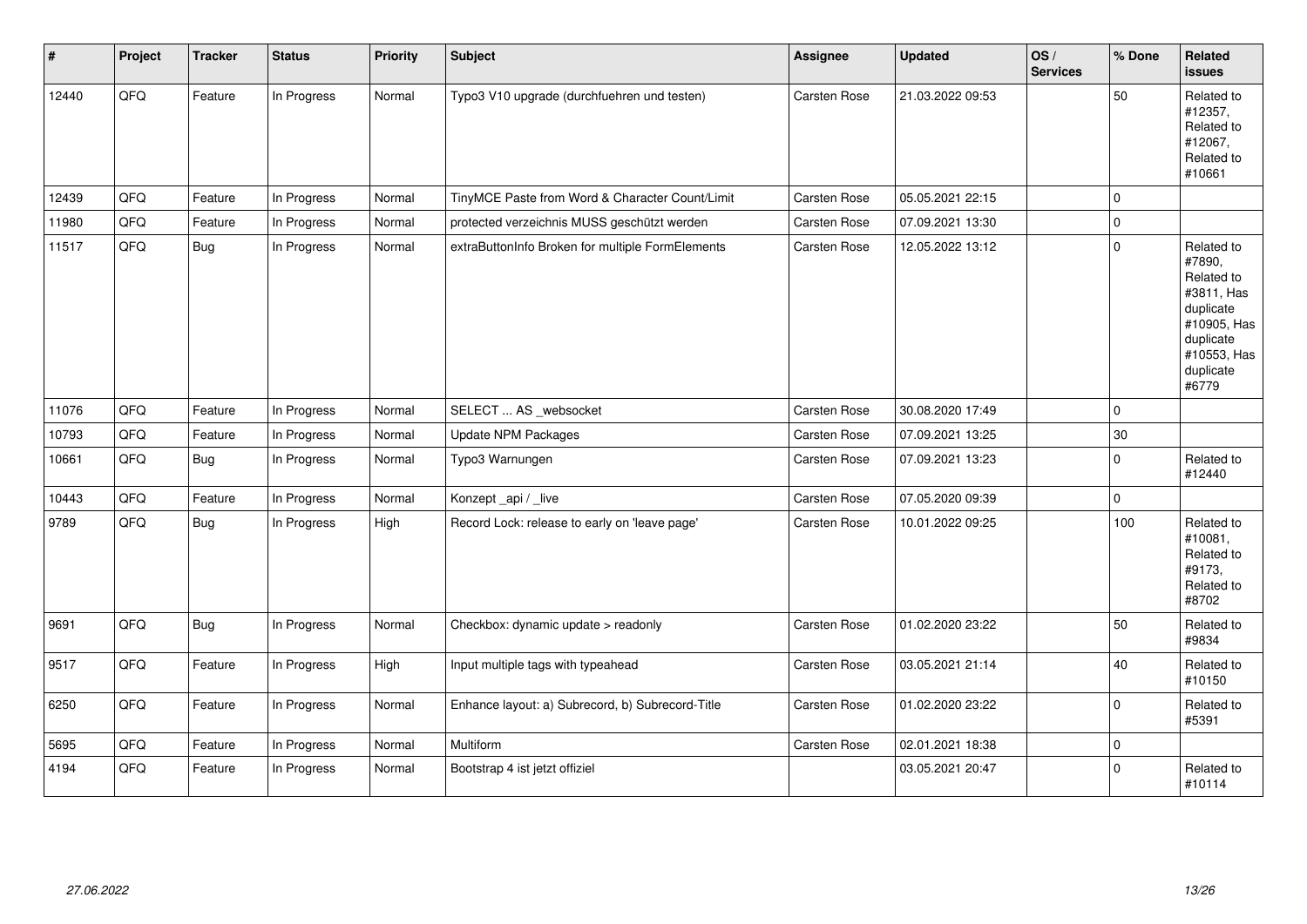| # | Project | Tracker | Status | Priority | Subject | Assignee | Updated | OS / Services | % Done | Related issues |
|---|---|---|---|---|---|---|---|---|---|---|
| 12440 | QFQ | Feature | In Progress | Normal | Typo3 V10 upgrade (durchfuehren und testen) | Carsten Rose | 21.03.2022 09:53 | | 50 | Related to #12357, Related to #12067, Related to #10661 |
| 12439 | QFQ | Feature | In Progress | Normal | TinyMCE Paste from Word & Character Count/Limit | Carsten Rose | 05.05.2021 22:15 | | 0 | |
| 11980 | QFQ | Feature | In Progress | Normal | protected verzeichnis MUSS geschützt werden | Carsten Rose | 07.09.2021 13:30 | | 0 | |
| 11517 | QFQ | Bug | In Progress | Normal | extraButtonInfo Broken for multiple FormElements | Carsten Rose | 12.05.2022 13:12 | | 0 | Related to #7890, Related to #3811, Has duplicate #10905, Has duplicate #10553, Has duplicate #6779 |
| 11076 | QFQ | Feature | In Progress | Normal | SELECT ... AS _websocket | Carsten Rose | 30.08.2020 17:49 | | 0 | |
| 10793 | QFQ | Feature | In Progress | Normal | Update NPM Packages | Carsten Rose | 07.09.2021 13:25 | | 30 | |
| 10661 | QFQ | Bug | In Progress | Normal | Typo3 Warnungen | Carsten Rose | 07.09.2021 13:23 | | 0 | Related to #12440 |
| 10443 | QFQ | Feature | In Progress | Normal | Konzept _api / _live | Carsten Rose | 07.05.2020 09:39 | | 0 | |
| 9789 | QFQ | Bug | In Progress | High | Record Lock: release to early on 'leave page' | Carsten Rose | 10.01.2022 09:25 | | 100 | Related to #10081, Related to #9173, Related to #8702 |
| 9691 | QFQ | Bug | In Progress | Normal | Checkbox: dynamic update > readonly | Carsten Rose | 01.02.2020 23:22 | | 50 | Related to #9834 |
| 9517 | QFQ | Feature | In Progress | High | Input multiple tags with typeahead | Carsten Rose | 03.05.2021 21:14 | | 40 | Related to #10150 |
| 6250 | QFQ | Feature | In Progress | Normal | Enhance layout: a) Subrecord, b) Subrecord-Title | Carsten Rose | 01.02.2020 23:22 | | 0 | Related to #5391 |
| 5695 | QFQ | Feature | In Progress | Normal | Multiform | Carsten Rose | 02.01.2021 18:38 | | 0 | |
| 4194 | QFQ | Feature | In Progress | Normal | Bootstrap 4 ist jetzt offiziel | | 03.05.2021 20:47 | | 0 | Related to #10114 |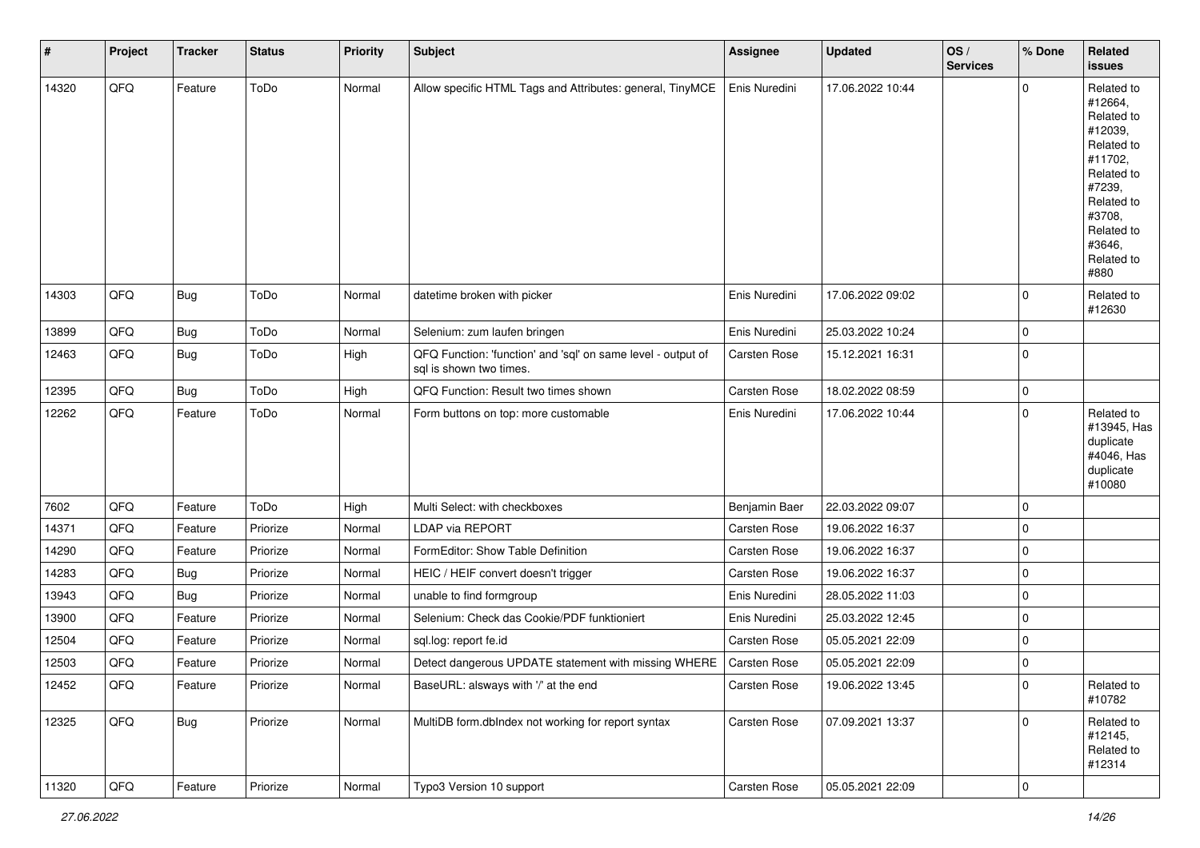| # | Project | Tracker | Status | Priority | Subject | Assignee | Updated | OS / Services | % Done | Related issues |
|---|---|---|---|---|---|---|---|---|---|---|
| 14320 | QFQ | Feature | ToDo | Normal | Allow specific HTML Tags and Attributes: general, TinyMCE | Enis Nuredini | 17.06.2022 10:44 | | 0 | Related to #12664, Related to #12039, Related to #11702, Related to #7239, Related to #3708, Related to #3646, Related to #880 |
| 14303 | QFQ | Bug | ToDo | Normal | datetime broken with picker | Enis Nuredini | 17.06.2022 09:02 | | 0 | Related to #12630 |
| 13899 | QFQ | Bug | ToDo | Normal | Selenium: zum laufen bringen | Enis Nuredini | 25.03.2022 10:24 | | 0 | |
| 12463 | QFQ | Bug | ToDo | High | QFQ Function: 'function' and 'sql' on same level - output of sql is shown two times. | Carsten Rose | 15.12.2021 16:31 | | 0 | |
| 12395 | QFQ | Bug | ToDo | High | QFQ Function: Result two times shown | Carsten Rose | 18.02.2022 08:59 | | 0 | |
| 12262 | QFQ | Feature | ToDo | Normal | Form buttons on top: more customable | Enis Nuredini | 17.06.2022 10:44 | | 0 | Related to #13945, Has duplicate #4046, Has duplicate #10080 |
| 7602 | QFQ | Feature | ToDo | High | Multi Select: with checkboxes | Benjamin Baer | 22.03.2022 09:07 | | 0 | |
| 14371 | QFQ | Feature | Priorize | Normal | LDAP via REPORT | Carsten Rose | 19.06.2022 16:37 | | 0 | |
| 14290 | QFQ | Feature | Priorize | Normal | FormEditor: Show Table Definition | Carsten Rose | 19.06.2022 16:37 | | 0 | |
| 14283 | QFQ | Bug | Priorize | Normal | HEIC / HEIF convert doesn't trigger | Carsten Rose | 19.06.2022 16:37 | | 0 | |
| 13943 | QFQ | Bug | Priorize | Normal | unable to find formgroup | Enis Nuredini | 28.05.2022 11:03 | | 0 | |
| 13900 | QFQ | Feature | Priorize | Normal | Selenium: Check das Cookie/PDF funktioniert | Enis Nuredini | 25.03.2022 12:45 | | 0 | |
| 12504 | QFQ | Feature | Priorize | Normal | sql.log: report fe.id | Carsten Rose | 05.05.2021 22:09 | | 0 | |
| 12503 | QFQ | Feature | Priorize | Normal | Detect dangerous UPDATE statement with missing WHERE | Carsten Rose | 05.05.2021 22:09 | | 0 | |
| 12452 | QFQ | Feature | Priorize | Normal | BaseURL: alsways with '/' at the end | Carsten Rose | 19.06.2022 13:45 | | 0 | Related to #10782 |
| 12325 | QFQ | Bug | Priorize | Normal | MultiDB form.dbIndex not working for report syntax | Carsten Rose | 07.09.2021 13:37 | | 0 | Related to #12145, Related to #12314 |
| 11320 | QFQ | Feature | Priorize | Normal | Typo3 Version 10 support | Carsten Rose | 05.05.2021 22:09 | | 0 | |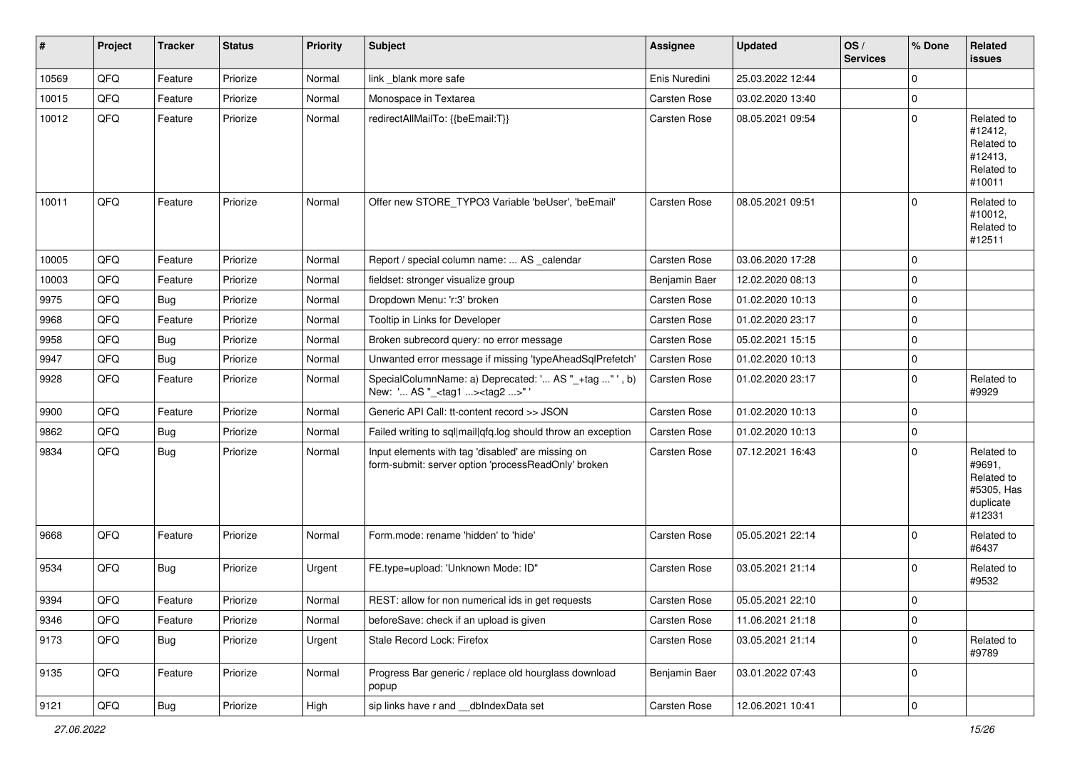| # | Project | Tracker | Status | Priority | Subject | Assignee | Updated | OS / Services | % Done | Related issues |
|---|---|---|---|---|---|---|---|---|---|---|
| 10569 | QFQ | Feature | Priorize | Normal | link _blank more safe | Enis Nuredini | 25.03.2022 12:44 | | 0 | |
| 10015 | QFQ | Feature | Priorize | Normal | Monospace in Textarea | Carsten Rose | 03.02.2020 13:40 | | 0 | |
| 10012 | QFQ | Feature | Priorize | Normal | redirectAllMailTo: {{beEmail:T}} | Carsten Rose | 08.05.2021 09:54 | | 0 | Related to #12412, Related to #12413, Related to #10011 |
| 10011 | QFQ | Feature | Priorize | Normal | Offer new STORE_TYPO3 Variable 'beUser', 'beEmail' | Carsten Rose | 08.05.2021 09:51 | | 0 | Related to #10012, Related to #12511 |
| 10005 | QFQ | Feature | Priorize | Normal | Report / special column name: ... AS _calendar | Carsten Rose | 03.06.2020 17:28 | | 0 | |
| 10003 | QFQ | Feature | Priorize | Normal | fieldset: stronger visualize group | Benjamin Baer | 12.02.2020 08:13 | | 0 | |
| 9975 | QFQ | Bug | Priorize | Normal | Dropdown Menu: 'r:3' broken | Carsten Rose | 01.02.2020 10:13 | | 0 | |
| 9968 | QFQ | Feature | Priorize | Normal | Tooltip in Links for Developer | Carsten Rose | 01.02.2020 23:17 | | 0 | |
| 9958 | QFQ | Bug | Priorize | Normal | Broken subrecord query: no error message | Carsten Rose | 05.02.2021 15:15 | | 0 | |
| 9947 | QFQ | Bug | Priorize | Normal | Unwanted error message if missing 'typeAheadSqlPrefetch' | Carsten Rose | 01.02.2020 10:13 | | 0 | |
| 9928 | QFQ | Feature | Priorize | Normal | SpecialColumnName: a) Deprecated: '... AS "_+tag ..." ', b) New: '... AS "_<tag1 ...><tag2 ...>" ' | Carsten Rose | 01.02.2020 23:17 | | 0 | Related to #9929 |
| 9900 | QFQ | Feature | Priorize | Normal | Generic API Call: tt-content record >> JSON | Carsten Rose | 01.02.2020 10:13 | | 0 | |
| 9862 | QFQ | Bug | Priorize | Normal | Failed writing to sql\|mail\|qfq.log should throw an exception | Carsten Rose | 01.02.2020 10:13 | | 0 | |
| 9834 | QFQ | Bug | Priorize | Normal | Input elements with tag 'disabled' are missing on form-submit: server option 'processReadOnly' broken | Carsten Rose | 07.12.2021 16:43 | | 0 | Related to #9691, Related to #5305, Has duplicate #12331 |
| 9668 | QFQ | Feature | Priorize | Normal | Form.mode: rename 'hidden' to 'hide' | Carsten Rose | 05.05.2021 22:14 | | 0 | Related to #6437 |
| 9534 | QFQ | Bug | Priorize | Urgent | FE.type=upload: 'Unknown Mode: ID" | Carsten Rose | 03.05.2021 21:14 | | 0 | Related to #9532 |
| 9394 | QFQ | Feature | Priorize | Normal | REST: allow for non numerical ids in get requests | Carsten Rose | 05.05.2021 22:10 | | 0 | |
| 9346 | QFQ | Feature | Priorize | Normal | beforeSave: check if an upload is given | Carsten Rose | 11.06.2021 21:18 | | 0 | |
| 9173 | QFQ | Bug | Priorize | Urgent | Stale Record Lock: Firefox | Carsten Rose | 03.05.2021 21:14 | | 0 | Related to #9789 |
| 9135 | QFQ | Feature | Priorize | Normal | Progress Bar generic / replace old hourglass download popup | Benjamin Baer | 03.01.2022 07:43 | | 0 | |
| 9121 | QFQ | Bug | Priorize | High | sip links have r and __dbIndexData set | Carsten Rose | 12.06.2021 10:41 | | 0 | |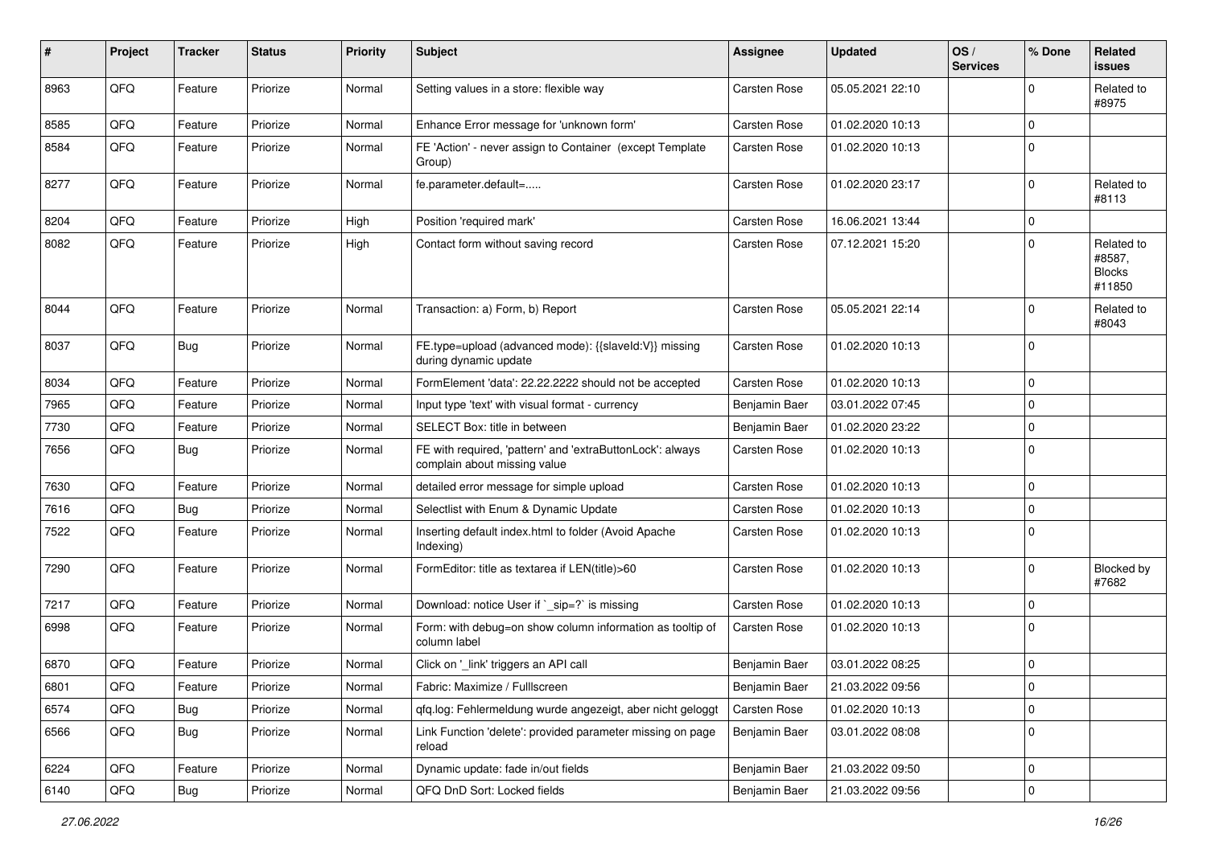| # | Project | Tracker | Status | Priority | Subject | Assignee | Updated | OS / Services | % Done | Related issues |
|---|---|---|---|---|---|---|---|---|---|---|
| 8963 | QFQ | Feature | Priorize | Normal | Setting values in a store: flexible way | Carsten Rose | 05.05.2021 22:10 | | 0 | Related to #8975 |
| 8585 | QFQ | Feature | Priorize | Normal | Enhance Error message for 'unknown form' | Carsten Rose | 01.02.2020 10:13 | | 0 | |
| 8584 | QFQ | Feature | Priorize | Normal | FE 'Action' - never assign to Container (except Template Group) | Carsten Rose | 01.02.2020 10:13 | | 0 | |
| 8277 | QFQ | Feature | Priorize | Normal | fe.parameter.default=..... | Carsten Rose | 01.02.2020 23:17 | | 0 | Related to #8113 |
| 8204 | QFQ | Feature | Priorize | High | Position 'required mark' | Carsten Rose | 16.06.2021 13:44 | | 0 | |
| 8082 | QFQ | Feature | Priorize | High | Contact form without saving record | Carsten Rose | 07.12.2021 15:20 | | 0 | Related to #8587, Blocks #11850 |
| 8044 | QFQ | Feature | Priorize | Normal | Transaction: a) Form, b) Report | Carsten Rose | 05.05.2021 22:14 | | 0 | Related to #8043 |
| 8037 | QFQ | Bug | Priorize | Normal | FE.type=upload (advanced mode): {{slaveId:V}} missing during dynamic update | Carsten Rose | 01.02.2020 10:13 | | 0 | |
| 8034 | QFQ | Feature | Priorize | Normal | FormElement 'data': 22.22.2222 should not be accepted | Carsten Rose | 01.02.2020 10:13 | | 0 | |
| 7965 | QFQ | Feature | Priorize | Normal | Input type 'text' with visual format - currency | Benjamin Baer | 03.01.2022 07:45 | | 0 | |
| 7730 | QFQ | Feature | Priorize | Normal | SELECT Box: title in between | Benjamin Baer | 01.02.2020 23:22 | | 0 | |
| 7656 | QFQ | Bug | Priorize | Normal | FE with required, 'pattern' and 'extraButtonLock': always complain about missing value | Carsten Rose | 01.02.2020 10:13 | | 0 | |
| 7630 | QFQ | Feature | Priorize | Normal | detailed error message for simple upload | Carsten Rose | 01.02.2020 10:13 | | 0 | |
| 7616 | QFQ | Bug | Priorize | Normal | Selectlist with Enum & Dynamic Update | Carsten Rose | 01.02.2020 10:13 | | 0 | |
| 7522 | QFQ | Feature | Priorize | Normal | Inserting default index.html to folder (Avoid Apache Indexing) | Carsten Rose | 01.02.2020 10:13 | | 0 | |
| 7290 | QFQ | Feature | Priorize | Normal | FormEditor: title as textarea if LEN(title)>60 | Carsten Rose | 01.02.2020 10:13 | | 0 | Blocked by #7682 |
| 7217 | QFQ | Feature | Priorize | Normal | Download: notice User if `_sip=?` is missing | Carsten Rose | 01.02.2020 10:13 | | 0 | |
| 6998 | QFQ | Feature | Priorize | Normal | Form: with debug=on show column information as tooltip of column label | Carsten Rose | 01.02.2020 10:13 | | 0 | |
| 6870 | QFQ | Feature | Priorize | Normal | Click on '_link' triggers an API call | Benjamin Baer | 03.01.2022 08:25 | | 0 | |
| 6801 | QFQ | Feature | Priorize | Normal | Fabric: Maximize / Fulllscreen | Benjamin Baer | 21.03.2022 09:56 | | 0 | |
| 6574 | QFQ | Bug | Priorize | Normal | qfq.log: Fehlermeldung wurde angezeigt, aber nicht geloggt | Carsten Rose | 01.02.2020 10:13 | | 0 | |
| 6566 | QFQ | Bug | Priorize | Normal | Link Function 'delete': provided parameter missing on page reload | Benjamin Baer | 03.01.2022 08:08 | | 0 | |
| 6224 | QFQ | Feature | Priorize | Normal | Dynamic update: fade in/out fields | Benjamin Baer | 21.03.2022 09:50 | | 0 | |
| 6140 | QFQ | Bug | Priorize | Normal | QFQ DnD Sort: Locked fields | Benjamin Baer | 21.03.2022 09:56 | | 0 | |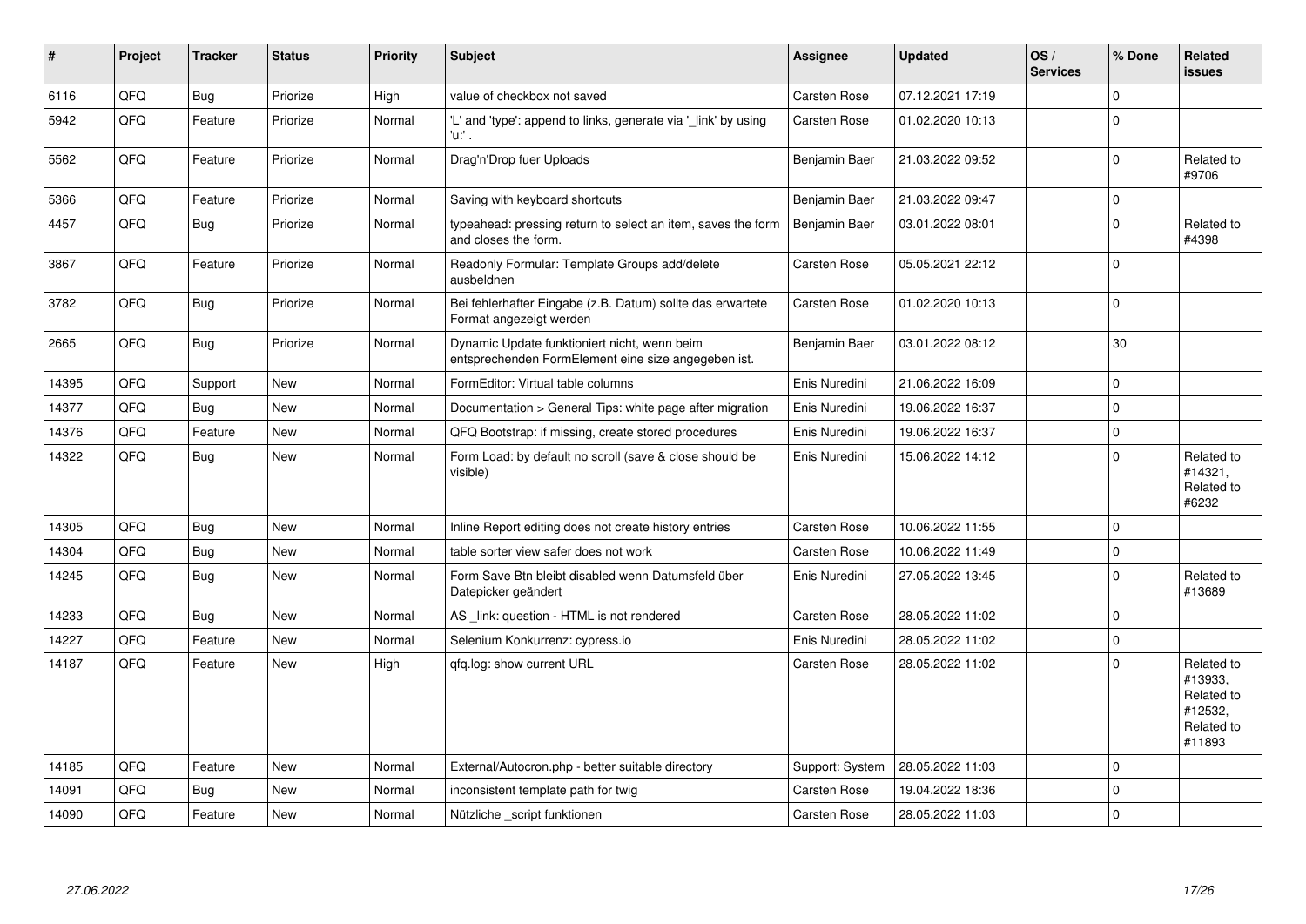| # | Project | Tracker | Status | Priority | Subject | Assignee | Updated | OS / Services | % Done | Related issues |
|---|---|---|---|---|---|---|---|---|---|---|
| 6116 | QFQ | Bug | Priorize | High | value of checkbox not saved | Carsten Rose | 07.12.2021 17:19 | | 0 | |
| 5942 | QFQ | Feature | Priorize | Normal | 'L' and 'type': append to links, generate via '_link' by using 'u:' . | Carsten Rose | 01.02.2020 10:13 | | 0 | |
| 5562 | QFQ | Feature | Priorize | Normal | Drag'n'Drop fuer Uploads | Benjamin Baer | 21.03.2022 09:52 | | 0 | Related to #9706 |
| 5366 | QFQ | Feature | Priorize | Normal | Saving with keyboard shortcuts | Benjamin Baer | 21.03.2022 09:47 | | 0 | |
| 4457 | QFQ | Bug | Priorize | Normal | typeahead: pressing return to select an item, saves the form and closes the form. | Benjamin Baer | 03.01.2022 08:01 | | 0 | Related to #4398 |
| 3867 | QFQ | Feature | Priorize | Normal | Readonly Formular: Template Groups add/delete ausbeldnen | Carsten Rose | 05.05.2021 22:12 | | 0 | |
| 3782 | QFQ | Bug | Priorize | Normal | Bei fehlerhafter Eingabe (z.B. Datum) sollte das erwartete Format angezeigt werden | Carsten Rose | 01.02.2020 10:13 | | 0 | |
| 2665 | QFQ | Bug | Priorize | Normal | Dynamic Update funktioniert nicht, wenn beim entsprechenden FormElement eine size angegeben ist. | Benjamin Baer | 03.01.2022 08:12 | | 30 | |
| 14395 | QFQ | Support | New | Normal | FormEditor: Virtual table columns | Enis Nuredini | 21.06.2022 16:09 | | 0 | |
| 14377 | QFQ | Bug | New | Normal | Documentation > General Tips: white page after migration | Enis Nuredini | 19.06.2022 16:37 | | 0 | |
| 14376 | QFQ | Feature | New | Normal | QFQ Bootstrap: if missing, create stored procedures | Enis Nuredini | 19.06.2022 16:37 | | 0 | |
| 14322 | QFQ | Bug | New | Normal | Form Load: by default no scroll (save & close should be visible) | Enis Nuredini | 15.06.2022 14:12 | | 0 | Related to #14321, Related to #6232 |
| 14305 | QFQ | Bug | New | Normal | Inline Report editing does not create history entries | Carsten Rose | 10.06.2022 11:55 | | 0 | |
| 14304 | QFQ | Bug | New | Normal | table sorter view safer does not work | Carsten Rose | 10.06.2022 11:49 | | 0 | |
| 14245 | QFQ | Bug | New | Normal | Form Save Btn bleibt disabled wenn Datumsfeld über Datepicker geändert | Enis Nuredini | 27.05.2022 13:45 | | 0 | Related to #13689 |
| 14233 | QFQ | Bug | New | Normal | AS _link: question - HTML is not rendered | Carsten Rose | 28.05.2022 11:02 | | 0 | |
| 14227 | QFQ | Feature | New | Normal | Selenium Konkurrenz: cypress.io | Enis Nuredini | 28.05.2022 11:02 | | 0 | |
| 14187 | QFQ | Feature | New | High | qfq.log: show current URL | Carsten Rose | 28.05.2022 11:02 | | 0 | Related to #13933, Related to #12532, Related to #11893 |
| 14185 | QFQ | Feature | New | Normal | External/Autocron.php - better suitable directory | Support: System | 28.05.2022 11:03 | | 0 | |
| 14091 | QFQ | Bug | New | Normal | inconsistent template path for twig | Carsten Rose | 19.04.2022 18:36 | | 0 | |
| 14090 | QFQ | Feature | New | Normal | Nützliche _script funktionen | Carsten Rose | 28.05.2022 11:03 | | 0 | |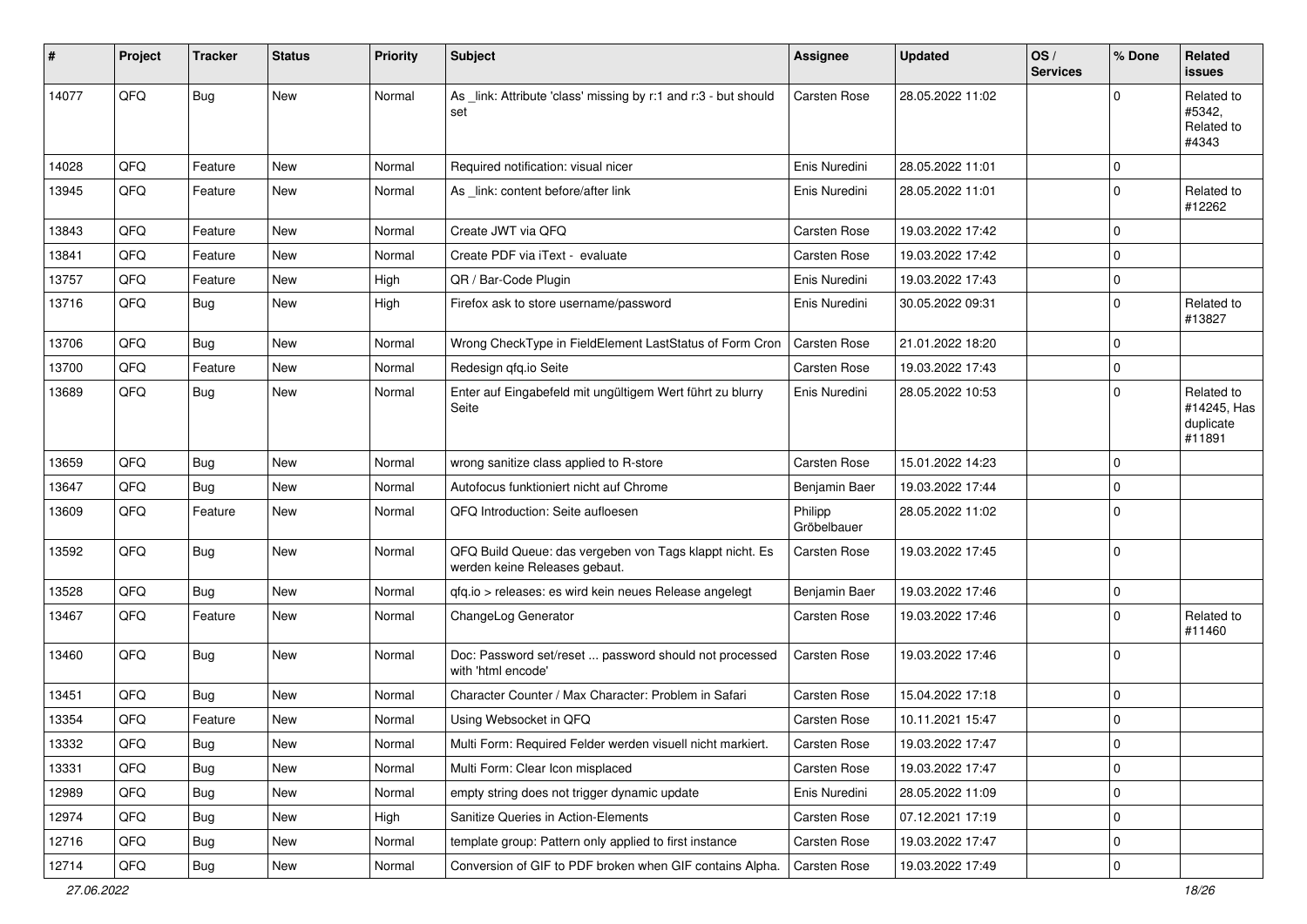| # | Project | Tracker | Status | Priority | Subject | Assignee | Updated | OS / Services | % Done | Related issues |
|---|---|---|---|---|---|---|---|---|---|---|
| 14077 | QFQ | Bug | New | Normal | As _link: Attribute 'class' missing by r:1 and r:3 - but should set | Carsten Rose | 28.05.2022 11:02 | | 0 | Related to #5342, Related to #4343 |
| 14028 | QFQ | Feature | New | Normal | Required notification: visual nicer | Enis Nuredini | 28.05.2022 11:01 | | 0 | |
| 13945 | QFQ | Feature | New | Normal | As _link: content before/after link | Enis Nuredini | 28.05.2022 11:01 | | 0 | Related to #12262 |
| 13843 | QFQ | Feature | New | Normal | Create JWT via QFQ | Carsten Rose | 19.03.2022 17:42 | | 0 | |
| 13841 | QFQ | Feature | New | Normal | Create PDF via iText - evaluate | Carsten Rose | 19.03.2022 17:42 | | 0 | |
| 13757 | QFQ | Feature | New | High | QR / Bar-Code Plugin | Enis Nuredini | 19.03.2022 17:43 | | 0 | |
| 13716 | QFQ | Bug | New | High | Firefox ask to store username/password | Enis Nuredini | 30.05.2022 09:31 | | 0 | Related to #13827 |
| 13706 | QFQ | Bug | New | Normal | Wrong CheckType in FieldElement LastStatus of Form Cron | Carsten Rose | 21.01.2022 18:20 | | 0 | |
| 13700 | QFQ | Feature | New | Normal | Redesign qfq.io Seite | Carsten Rose | 19.03.2022 17:43 | | 0 | |
| 13689 | QFQ | Bug | New | Normal | Enter auf Eingabefeld mit ungültigem Wert führt zu blurry Seite | Enis Nuredini | 28.05.2022 10:53 | | 0 | Related to #14245, Has duplicate #11891 |
| 13659 | QFQ | Bug | New | Normal | wrong sanitize class applied to R-store | Carsten Rose | 15.01.2022 14:23 | | 0 | |
| 13647 | QFQ | Bug | New | Normal | Autofocus funktioniert nicht auf Chrome | Benjamin Baer | 19.03.2022 17:44 | | 0 | |
| 13609 | QFQ | Feature | New | Normal | QFQ Introduction: Seite aufloesen | Philipp Gröbelbauer | 28.05.2022 11:02 | | 0 | |
| 13592 | QFQ | Bug | New | Normal | QFQ Build Queue: das vergeben von Tags klappt nicht. Es werden keine Releases gebaut. | Carsten Rose | 19.03.2022 17:45 | | 0 | |
| 13528 | QFQ | Bug | New | Normal | qfq.io > releases: es wird kein neues Release angelegt | Benjamin Baer | 19.03.2022 17:46 | | 0 | |
| 13467 | QFQ | Feature | New | Normal | ChangeLog Generator | Carsten Rose | 19.03.2022 17:46 | | 0 | Related to #11460 |
| 13460 | QFQ | Bug | New | Normal | Doc: Password set/reset ... password should not processed with 'html encode' | Carsten Rose | 19.03.2022 17:46 | | 0 | |
| 13451 | QFQ | Bug | New | Normal | Character Counter / Max Character: Problem in Safari | Carsten Rose | 15.04.2022 17:18 | | 0 | |
| 13354 | QFQ | Feature | New | Normal | Using Websocket in QFQ | Carsten Rose | 10.11.2021 15:47 | | 0 | |
| 13332 | QFQ | Bug | New | Normal | Multi Form: Required Felder werden visuell nicht markiert. | Carsten Rose | 19.03.2022 17:47 | | 0 | |
| 13331 | QFQ | Bug | New | Normal | Multi Form: Clear Icon misplaced | Carsten Rose | 19.03.2022 17:47 | | 0 | |
| 12989 | QFQ | Bug | New | Normal | empty string does not trigger dynamic update | Enis Nuredini | 28.05.2022 11:09 | | 0 | |
| 12974 | QFQ | Bug | New | High | Sanitize Queries in Action-Elements | Carsten Rose | 07.12.2021 17:19 | | 0 | |
| 12716 | QFQ | Bug | New | Normal | template group: Pattern only applied to first instance | Carsten Rose | 19.03.2022 17:47 | | 0 | |
| 12714 | QFQ | Bug | New | Normal | Conversion of GIF to PDF broken when GIF contains Alpha. | Carsten Rose | 19.03.2022 17:49 | | 0 | |

27.06.2022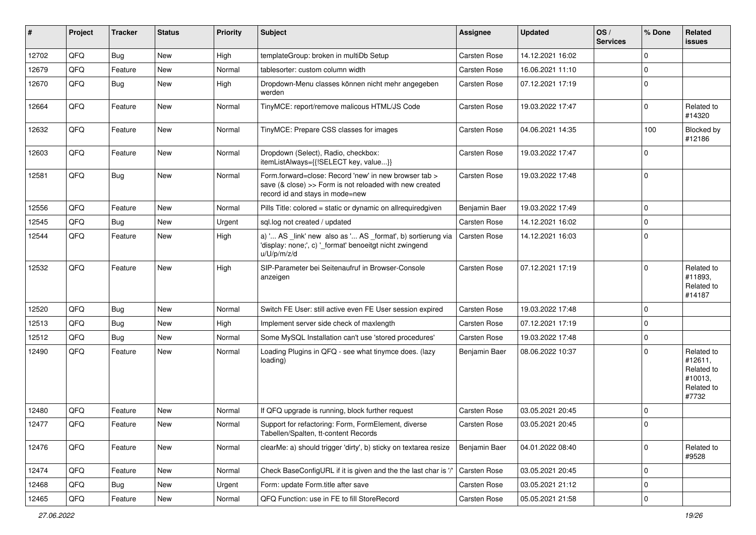| # | Project | Tracker | Status | Priority | Subject | Assignee | Updated | OS / Services | % Done | Related issues |
|---|---|---|---|---|---|---|---|---|---|---|
| 12702 | QFQ | Bug | New | High | templateGroup: broken in multiDb Setup | Carsten Rose | 14.12.2021 16:02 | | 0 | |
| 12679 | QFQ | Feature | New | Normal | tablesorter: custom column width | Carsten Rose | 16.06.2021 11:10 | | 0 | |
| 12670 | QFQ | Bug | New | High | Dropdown-Menu classes können nicht mehr angegeben werden | Carsten Rose | 07.12.2021 17:19 | | 0 | |
| 12664 | QFQ | Feature | New | Normal | TinyMCE: report/remove malicous HTML/JS Code | Carsten Rose | 19.03.2022 17:47 | | 0 | Related to #14320 |
| 12632 | QFQ | Feature | New | Normal | TinyMCE: Prepare CSS classes for images | Carsten Rose | 04.06.2021 14:35 | | 100 | Blocked by #12186 |
| 12603 | QFQ | Feature | New | Normal | Dropdown (Select), Radio, checkbox: itemListAlways={{!SELECT key, value...}} | Carsten Rose | 19.03.2022 17:47 | | 0 | |
| 12581 | QFQ | Bug | New | Normal | Form.forward=close: Record 'new' in new browser tab > save (& close) >> Form is not reloaded with new created record id and stays in mode=new | Carsten Rose | 19.03.2022 17:48 | | 0 | |
| 12556 | QFQ | Feature | New | Normal | Pills Title: colored = static or dynamic on allrequiredgiven | Benjamin Baer | 19.03.2022 17:49 | | 0 | |
| 12545 | QFQ | Bug | New | Urgent | sql.log not created / updated | Carsten Rose | 14.12.2021 16:02 | | 0 | |
| 12544 | QFQ | Feature | New | High | a) '... AS _link' new also as '... AS _format', b) sortierung via 'display: none;', c) '_format' benoeitgt nicht zwingend u/U/p/m/z/d | Carsten Rose | 14.12.2021 16:03 | | 0 | |
| 12532 | QFQ | Feature | New | High | SIP-Parameter bei Seitenaufruf in Browser-Console anzeigen | Carsten Rose | 07.12.2021 17:19 | | 0 | Related to #11893, Related to #14187 |
| 12520 | QFQ | Bug | New | Normal | Switch FE User: still active even FE User session expired | Carsten Rose | 19.03.2022 17:48 | | 0 | |
| 12513 | QFQ | Bug | New | High | Implement server side check of maxlength | Carsten Rose | 07.12.2021 17:19 | | 0 | |
| 12512 | QFQ | Bug | New | Normal | Some MySQL Installation can't use 'stored procedures' | Carsten Rose | 19.03.2022 17:48 | | 0 | |
| 12490 | QFQ | Feature | New | Normal | Loading Plugins in QFQ - see what tinymce does. (lazy loading) | Benjamin Baer | 08.06.2022 10:37 | | 0 | Related to #12611, Related to #10013, Related to #7732 |
| 12480 | QFQ | Feature | New | Normal | If QFQ upgrade is running, block further request | Carsten Rose | 03.05.2021 20:45 | | 0 | |
| 12477 | QFQ | Feature | New | Normal | Support for refactoring: Form, FormElement, diverse Tabellen/Spalten, tt-content Records | Carsten Rose | 03.05.2021 20:45 | | 0 | |
| 12476 | QFQ | Feature | New | Normal | clearMe: a) should trigger 'dirty', b) sticky on textarea resize | Benjamin Baer | 04.01.2022 08:40 | | 0 | Related to #9528 |
| 12474 | QFQ | Feature | New | Normal | Check BaseConfigURL if it is given and the the last char is '/' | Carsten Rose | 03.05.2021 20:45 | | 0 | |
| 12468 | QFQ | Bug | New | Urgent | Form: update Form.title after save | Carsten Rose | 03.05.2021 21:12 | | 0 | |
| 12465 | QFQ | Feature | New | Normal | QFQ Function: use in FE to fill StoreRecord | Carsten Rose | 05.05.2021 21:58 | | 0 | |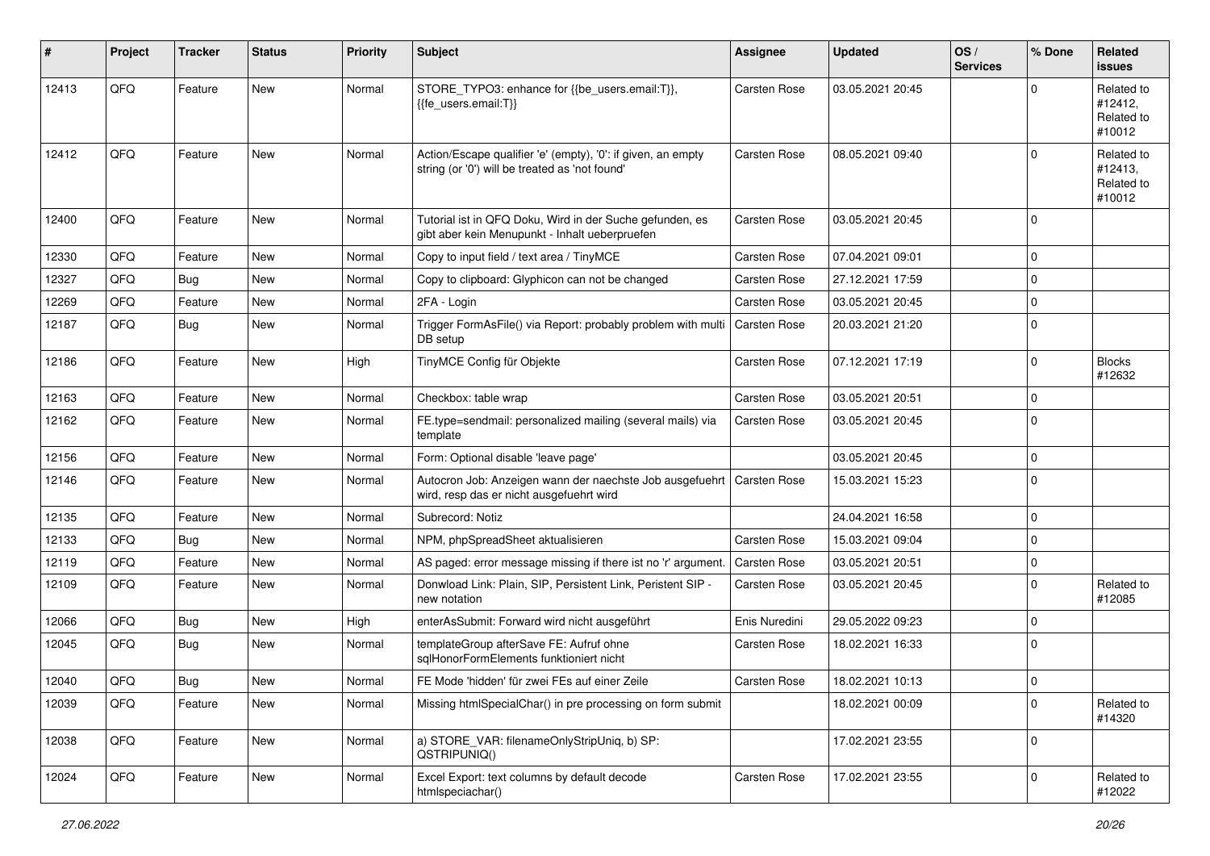| # | Project | Tracker | Status | Priority | Subject | Assignee | Updated | OS / Services | % Done | Related issues |
|---|---|---|---|---|---|---|---|---|---|---|
| 12413 | QFQ | Feature | New | Normal | STORE_TYPO3: enhance for {{be_users.email:T}}, {{fe_users.email:T}} | Carsten Rose | 03.05.2021 20:45 | | 0 | Related to #12412, Related to #10012 |
| 12412 | QFQ | Feature | New | Normal | Action/Escape qualifier 'e' (empty), '0': if given, an empty string (or '0') will be treated as 'not found' | Carsten Rose | 08.05.2021 09:40 | | 0 | Related to #12413, Related to #10012 |
| 12400 | QFQ | Feature | New | Normal | Tutorial ist in QFQ Doku, Wird in der Suche gefunden, es gibt aber kein Menupunkt - Inhalt ueberpruefen | Carsten Rose | 03.05.2021 20:45 | | 0 | |
| 12330 | QFQ | Feature | New | Normal | Copy to input field / text area / TinyMCE | Carsten Rose | 07.04.2021 09:01 | | 0 | |
| 12327 | QFQ | Bug | New | Normal | Copy to clipboard: Glyphicon can not be changed | Carsten Rose | 27.12.2021 17:59 | | 0 | |
| 12269 | QFQ | Feature | New | Normal | 2FA - Login | Carsten Rose | 03.05.2021 20:45 | | 0 | |
| 12187 | QFQ | Bug | New | Normal | Trigger FormAsFile() via Report: probably problem with multi DB setup | Carsten Rose | 20.03.2021 21:20 | | 0 | |
| 12186 | QFQ | Feature | New | High | TinyMCE Config für Objekte | Carsten Rose | 07.12.2021 17:19 | | 0 | Blocks #12632 |
| 12163 | QFQ | Feature | New | Normal | Checkbox: table wrap | Carsten Rose | 03.05.2021 20:51 | | 0 | |
| 12162 | QFQ | Feature | New | Normal | FE.type=sendmail: personalized mailing (several mails) via template | Carsten Rose | 03.05.2021 20:45 | | 0 | |
| 12156 | QFQ | Feature | New | Normal | Form: Optional disable 'leave page' | | 03.05.2021 20:45 | | 0 | |
| 12146 | QFQ | Feature | New | Normal | Autocron Job: Anzeigen wann der naechste Job ausgefuehrt wird, resp das er nicht ausgefuehrt wird | Carsten Rose | 15.03.2021 15:23 | | 0 | |
| 12135 | QFQ | Feature | New | Normal | Subrecord: Notiz | | 24.04.2021 16:58 | | 0 | |
| 12133 | QFQ | Bug | New | Normal | NPM, phpSpreadSheet aktualisieren | Carsten Rose | 15.03.2021 09:04 | | 0 | |
| 12119 | QFQ | Feature | New | Normal | AS paged: error message missing if there ist no 'r' argument. | Carsten Rose | 03.05.2021 20:51 | | 0 | |
| 12109 | QFQ | Feature | New | Normal | Donwload Link: Plain, SIP, Persistent Link, Peristent SIP - new notation | Carsten Rose | 03.05.2021 20:45 | | 0 | Related to #12085 |
| 12066 | QFQ | Bug | New | High | enterAsSubmit: Forward wird nicht ausgeführt | Enis Nuredini | 29.05.2022 09:23 | | 0 | |
| 12045 | QFQ | Bug | New | Normal | templateGroup afterSave FE: Aufruf ohne sqlHonorFormElements funktioniert nicht | Carsten Rose | 18.02.2021 16:33 | | 0 | |
| 12040 | QFQ | Bug | New | Normal | FE Mode 'hidden' für zwei FEs auf einer Zeile | Carsten Rose | 18.02.2021 10:13 | | 0 | |
| 12039 | QFQ | Feature | New | Normal | Missing htmlSpecialChar() in pre processing on form submit | | 18.02.2021 00:09 | | 0 | Related to #14320 |
| 12038 | QFQ | Feature | New | Normal | a) STORE_VAR: filenameOnlyStripUniq, b) SP: QSTRIPUNIQ() | | 17.02.2021 23:55 | | 0 | |
| 12024 | QFQ | Feature | New | Normal | Excel Export: text columns by default decode htmlspeciachar() | Carsten Rose | 17.02.2021 23:55 | | 0 | Related to #12022 |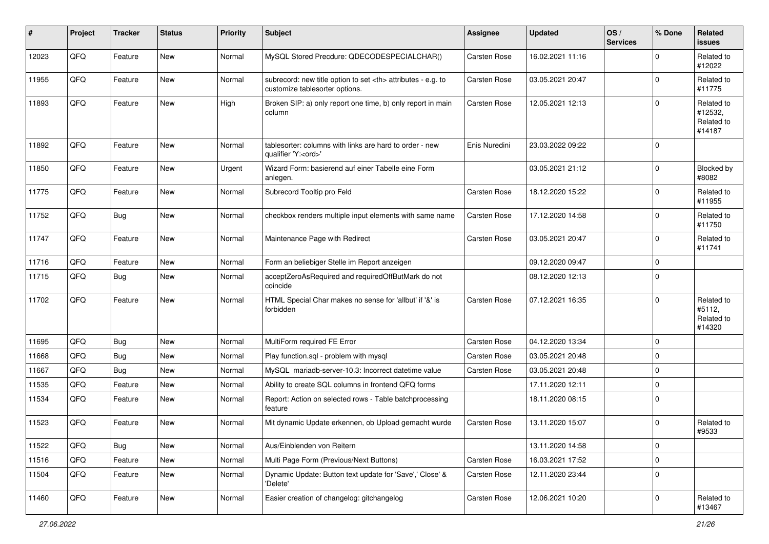| # | Project | Tracker | Status | Priority | Subject | Assignee | Updated | OS / Services | % Done | Related issues |
|---|---|---|---|---|---|---|---|---|---|---|
| 12023 | QFQ | Feature | New | Normal | MySQL Stored Precdure: QDECODESPECIALCHAR() | Carsten Rose | 16.02.2021 11:16 | | 0 | Related to #12022 |
| 11955 | QFQ | Feature | New | Normal | subrecord: new title option to set <th> attributes - e.g. to customize tablesorter options. | Carsten Rose | 03.05.2021 20:47 | | 0 | Related to #11775 |
| 11893 | QFQ | Feature | New | High | Broken SIP: a) only report one time, b) only report in main column | Carsten Rose | 12.05.2021 12:13 | | 0 | Related to #12532, Related to #14187 |
| 11892 | QFQ | Feature | New | Normal | tablesorter: columns with links are hard to order - new qualifier 'Y:<ord>' | Enis Nuredini | 23.03.2022 09:22 | | 0 | |
| 11850 | QFQ | Feature | New | Urgent | Wizard Form: basierend auf einer Tabelle eine Form anlegen. | | 03.05.2021 21:12 | | 0 | Blocked by #8082 |
| 11775 | QFQ | Feature | New | Normal | Subrecord Tooltip pro Feld | Carsten Rose | 18.12.2020 15:22 | | 0 | Related to #11955 |
| 11752 | QFQ | Bug | New | Normal | checkbox renders multiple input elements with same name | Carsten Rose | 17.12.2020 14:58 | | 0 | Related to #11750 |
| 11747 | QFQ | Feature | New | Normal | Maintenance Page with Redirect | Carsten Rose | 03.05.2021 20:47 | | 0 | Related to #11741 |
| 11716 | QFQ | Feature | New | Normal | Form an beliebiger Stelle im Report anzeigen | | 09.12.2020 09:47 | | 0 | |
| 11715 | QFQ | Bug | New | Normal | acceptZeroAsRequired and requiredOffButMark do not coincide | | 08.12.2020 12:13 | | 0 | |
| 11702 | QFQ | Feature | New | Normal | HTML Special Char makes no sense for 'allbut' if '&' is forbidden | Carsten Rose | 07.12.2021 16:35 | | 0 | Related to #5112, Related to #14320 |
| 11695 | QFQ | Bug | New | Normal | MultiForm required FE Error | Carsten Rose | 04.12.2020 13:34 | | 0 | |
| 11668 | QFQ | Bug | New | Normal | Play function.sql - problem with mysql | Carsten Rose | 03.05.2021 20:48 | | 0 | |
| 11667 | QFQ | Bug | New | Normal | MySQL mariadb-server-10.3: Incorrect datetime value | Carsten Rose | 03.05.2021 20:48 | | 0 | |
| 11535 | QFQ | Feature | New | Normal | Ability to create SQL columns in frontend QFQ forms | | 17.11.2020 12:11 | | 0 | |
| 11534 | QFQ | Feature | New | Normal | Report: Action on selected rows - Table batchprocessing feature | | 18.11.2020 08:15 | | 0 | |
| 11523 | QFQ | Feature | New | Normal | Mit dynamic Update erkennen, ob Upload gemacht wurde | Carsten Rose | 13.11.2020 15:07 | | 0 | Related to #9533 |
| 11522 | QFQ | Bug | New | Normal | Aus/Einblenden von Reitern | | 13.11.2020 14:58 | | 0 | |
| 11516 | QFQ | Feature | New | Normal | Multi Page Form (Previous/Next Buttons) | Carsten Rose | 16.03.2021 17:52 | | 0 | |
| 11504 | QFQ | Feature | New | Normal | Dynamic Update: Button text update for 'Save',' Close' & 'Delete' | Carsten Rose | 12.11.2020 23:44 | | 0 | |
| 11460 | QFQ | Feature | New | Normal | Easier creation of changelog: gitchangelog | Carsten Rose | 12.06.2021 10:20 | | 0 | Related to #13467 |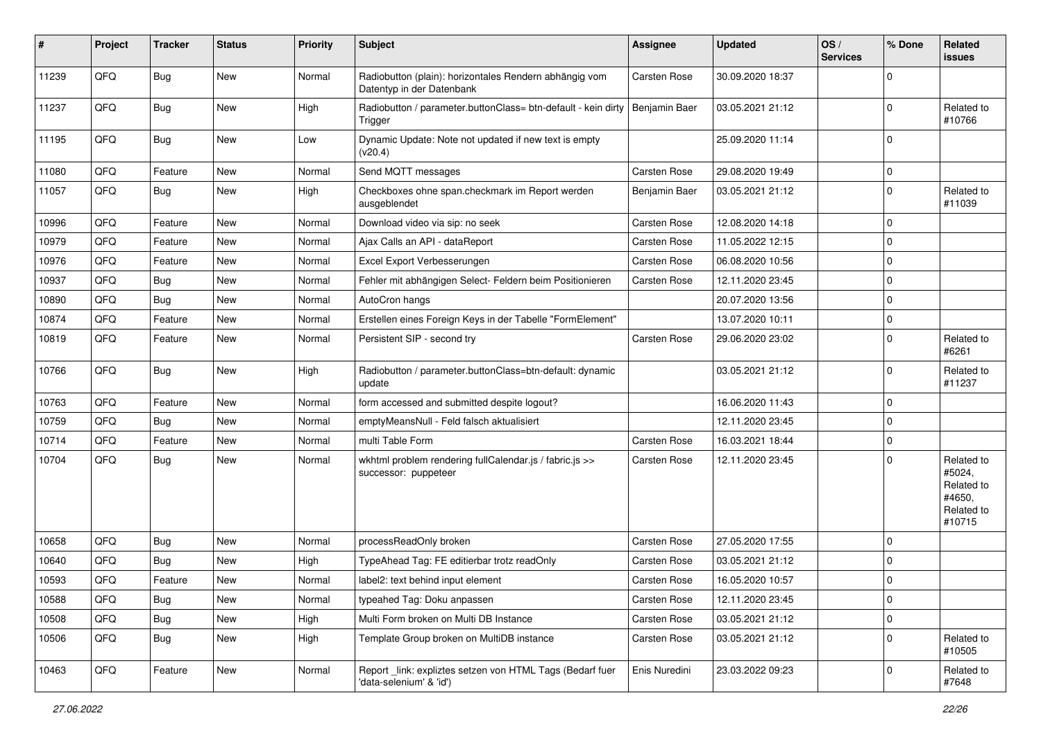| # | Project | Tracker | Status | Priority | Subject | Assignee | Updated | OS / Services | % Done | Related issues |
|---|---|---|---|---|---|---|---|---|---|---|
| 11239 | QFQ | Bug | New | Normal | Radiobutton (plain): horizontales Rendern abhängig vom Datentyp in der Datenbank | Carsten Rose | 30.09.2020 18:37 | | 0 | |
| 11237 | QFQ | Bug | New | High | Radiobutton / parameter.buttonClass= btn-default - kein dirty Trigger | Benjamin Baer | 03.05.2021 21:12 | | 0 | Related to #10766 |
| 11195 | QFQ | Bug | New | Low | Dynamic Update: Note not updated if new text is empty (v20.4) | | 25.09.2020 11:14 | | 0 | |
| 11080 | QFQ | Feature | New | Normal | Send MQTT messages | Carsten Rose | 29.08.2020 19:49 | | 0 | |
| 11057 | QFQ | Bug | New | High | Checkboxes ohne span.checkmark im Report werden ausgeblendet | Benjamin Baer | 03.05.2021 21:12 | | 0 | Related to #11039 |
| 10996 | QFQ | Feature | New | Normal | Download video via sip: no seek | Carsten Rose | 12.08.2020 14:18 | | 0 | |
| 10979 | QFQ | Feature | New | Normal | Ajax Calls an API - dataReport | Carsten Rose | 11.05.2022 12:15 | | 0 | |
| 10976 | QFQ | Feature | New | Normal | Excel Export Verbesserungen | Carsten Rose | 06.08.2020 10:56 | | 0 | |
| 10937 | QFQ | Bug | New | Normal | Fehler mit abhängigen Select- Feldern beim Positionieren | Carsten Rose | 12.11.2020 23:45 | | 0 | |
| 10890 | QFQ | Bug | New | Normal | AutoCron hangs | | 20.07.2020 13:56 | | 0 | |
| 10874 | QFQ | Feature | New | Normal | Erstellen eines Foreign Keys in der Tabelle "FormElement" | | 13.07.2020 10:11 | | 0 | |
| 10819 | QFQ | Feature | New | Normal | Persistent SIP - second try | Carsten Rose | 29.06.2020 23:02 | | 0 | Related to #6261 |
| 10766 | QFQ | Bug | New | High | Radiobutton / parameter.buttonClass=btn-default: dynamic update | | 03.05.2021 21:12 | | 0 | Related to #11237 |
| 10763 | QFQ | Feature | New | Normal | form accessed and submitted despite logout? | | 16.06.2020 11:43 | | 0 | |
| 10759 | QFQ | Bug | New | Normal | emptyMeansNull - Feld falsch aktualisiert | | 12.11.2020 23:45 | | 0 | |
| 10714 | QFQ | Feature | New | Normal | multi Table Form | Carsten Rose | 16.03.2021 18:44 | | 0 | |
| 10704 | QFQ | Bug | New | Normal | wkhtml problem rendering fullCalendar.js / fabric.js >> successor: puppeteer | Carsten Rose | 12.11.2020 23:45 | | 0 | Related to #5024, Related to #4650, Related to #10715 |
| 10658 | QFQ | Bug | New | Normal | processReadOnly broken | Carsten Rose | 27.05.2020 17:55 | | 0 | |
| 10640 | QFQ | Bug | New | High | TypeAhead Tag: FE editierbar trotz readOnly | Carsten Rose | 03.05.2021 21:12 | | 0 | |
| 10593 | QFQ | Feature | New | Normal | label2: text behind input element | Carsten Rose | 16.05.2020 10:57 | | 0 | |
| 10588 | QFQ | Bug | New | Normal | typeahed Tag: Doku anpassen | Carsten Rose | 12.11.2020 23:45 | | 0 | |
| 10508 | QFQ | Bug | New | High | Multi Form broken on Multi DB Instance | Carsten Rose | 03.05.2021 21:12 | | 0 | |
| 10506 | QFQ | Bug | New | High | Template Group broken on MultiDB instance | Carsten Rose | 03.05.2021 21:12 | | 0 | Related to #10505 |
| 10463 | QFQ | Feature | New | Normal | Report _link: expliztes setzen von HTML Tags (Bedarf fuer 'data-selenium' & 'id') | Enis Nuredini | 23.03.2022 09:23 | | 0 | Related to #7648 |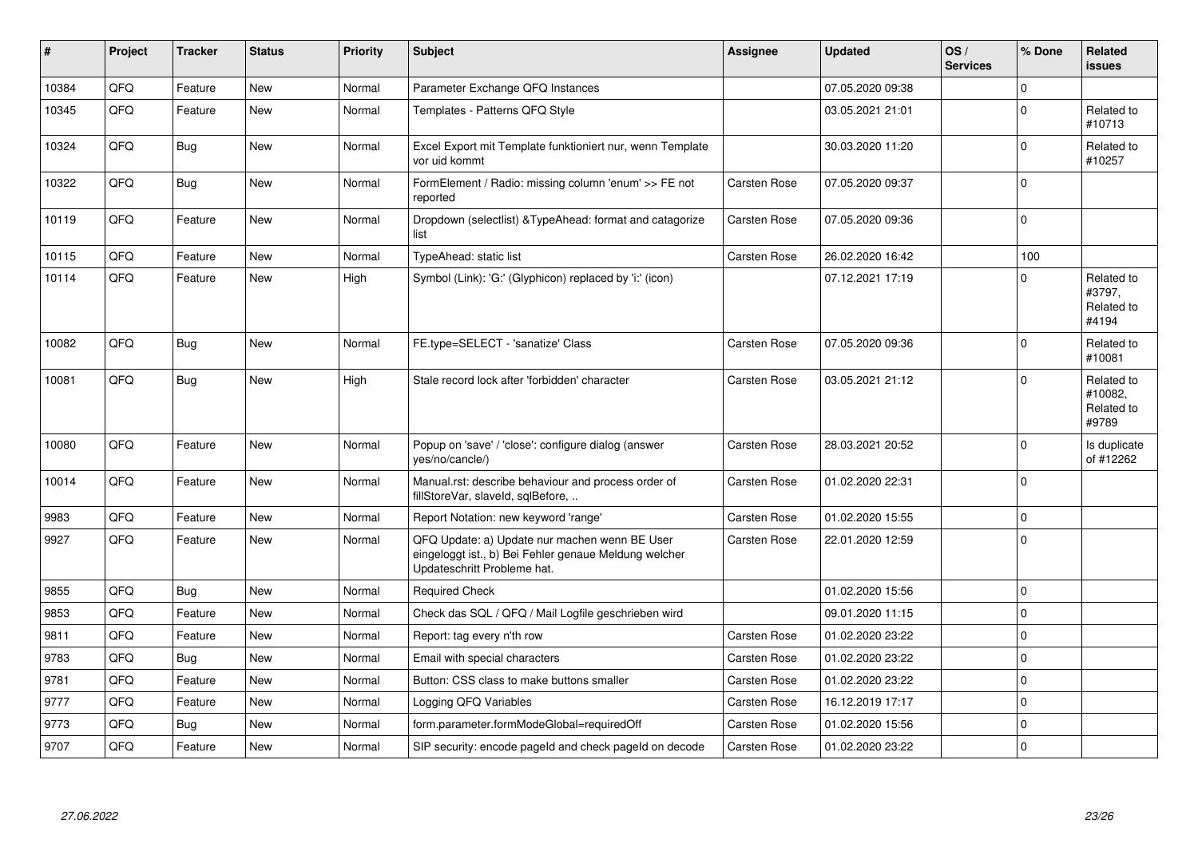| # | Project | Tracker | Status | Priority | Subject | Assignee | Updated | OS / Services | % Done | Related issues |
|---|---|---|---|---|---|---|---|---|---|---|
| 10384 | QFQ | Feature | New | Normal | Parameter Exchange QFQ Instances | | 07.05.2020 09:38 | | 0 | |
| 10345 | QFQ | Feature | New | Normal | Templates - Patterns QFQ Style | | 03.05.2021 21:01 | | 0 | Related to #10713 |
| 10324 | QFQ | Bug | New | Normal | Excel Export mit Template funktioniert nur, wenn Template vor uid kommt | | 30.03.2020 11:20 | | 0 | Related to #10257 |
| 10322 | QFQ | Bug | New | Normal | FormElement / Radio: missing column 'enum' >> FE not reported | Carsten Rose | 07.05.2020 09:37 | | 0 | |
| 10119 | QFQ | Feature | New | Normal | Dropdown (selectlist) &TypeAhead: format and catagorize list | Carsten Rose | 07.05.2020 09:36 | | 0 | |
| 10115 | QFQ | Feature | New | Normal | TypeAhead: static list | Carsten Rose | 26.02.2020 16:42 | | 100 | |
| 10114 | QFQ | Feature | New | High | Symbol (Link): 'G:' (Glyphicon) replaced by 'i:' (icon) | | 07.12.2021 17:19 | | 0 | Related to #3797, Related to #4194 |
| 10082 | QFQ | Bug | New | Normal | FE.type=SELECT - 'sanatize' Class | Carsten Rose | 07.05.2020 09:36 | | 0 | Related to #10081 |
| 10081 | QFQ | Bug | New | High | Stale record lock after 'forbidden' character | Carsten Rose | 03.05.2021 21:12 | | 0 | Related to #10082, Related to #9789 |
| 10080 | QFQ | Feature | New | Normal | Popup on 'save' / 'close': configure dialog (answer yes/no/cancle/) | Carsten Rose | 28.03.2021 20:52 | | 0 | Is duplicate of #12262 |
| 10014 | QFQ | Feature | New | Normal | Manual.rst: describe behaviour and process order of fillStoreVar, slaveId, sqlBefore, .. | Carsten Rose | 01.02.2020 22:31 | | 0 | |
| 9983 | QFQ | Feature | New | Normal | Report Notation: new keyword 'range' | Carsten Rose | 01.02.2020 15:55 | | 0 | |
| 9927 | QFQ | Feature | New | Normal | QFQ Update: a) Update nur machen wenn BE User eingeloggt ist., b) Bei Fehler genaue Meldung welcher Updateschritt Probleme hat. | Carsten Rose | 22.01.2020 12:59 | | 0 | |
| 9855 | QFQ | Bug | New | Normal | Required Check | | 01.02.2020 15:56 | | 0 | |
| 9853 | QFQ | Feature | New | Normal | Check das SQL / QFQ / Mail Logfile geschrieben wird | | 09.01.2020 11:15 | | 0 | |
| 9811 | QFQ | Feature | New | Normal | Report: tag every n'th row | Carsten Rose | 01.02.2020 23:22 | | 0 | |
| 9783 | QFQ | Bug | New | Normal | Email with special characters | Carsten Rose | 01.02.2020 23:22 | | 0 | |
| 9781 | QFQ | Feature | New | Normal | Button: CSS class to make buttons smaller | Carsten Rose | 01.02.2020 23:22 | | 0 | |
| 9777 | QFQ | Feature | New | Normal | Logging QFQ Variables | Carsten Rose | 16.12.2019 17:17 | | 0 | |
| 9773 | QFQ | Bug | New | Normal | form.parameter.formModeGlobal=requiredOff | Carsten Rose | 01.02.2020 15:56 | | 0 | |
| 9707 | QFQ | Feature | New | Normal | SIP security: encode pageId and check pageId on decode | Carsten Rose | 01.02.2020 23:22 | | 0 | |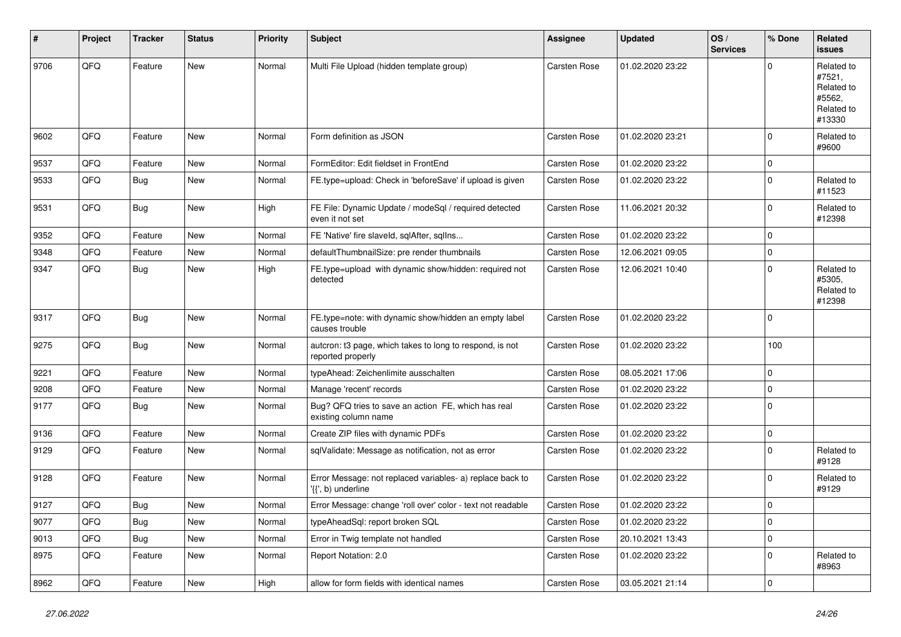| # | Project | Tracker | Status | Priority | Subject | Assignee | Updated | OS / Services | % Done | Related issues |
|---|---|---|---|---|---|---|---|---|---|---|
| 9706 | QFQ | Feature | New | Normal | Multi File Upload (hidden template group) | Carsten Rose | 01.02.2020 23:22 | | 0 | Related to #7521, Related to #5562, Related to #13330 |
| 9602 | QFQ | Feature | New | Normal | Form definition as JSON | Carsten Rose | 01.02.2020 23:21 | | 0 | Related to #9600 |
| 9537 | QFQ | Feature | New | Normal | FormEditor: Edit fieldset in FrontEnd | Carsten Rose | 01.02.2020 23:22 | | 0 | |
| 9533 | QFQ | Bug | New | Normal | FE.type=upload: Check in 'beforeSave' if upload is given | Carsten Rose | 01.02.2020 23:22 | | 0 | Related to #11523 |
| 9531 | QFQ | Bug | New | High | FE File: Dynamic Update / modeSql / required detected even it not set | Carsten Rose | 11.06.2021 20:32 | | 0 | Related to #12398 |
| 9352 | QFQ | Feature | New | Normal | FE 'Native' fire slaveId, sqlAfter, sqlIns... | Carsten Rose | 01.02.2020 23:22 | | 0 | |
| 9348 | QFQ | Feature | New | Normal | defaultThumbnailSize: pre render thumbnails | Carsten Rose | 12.06.2021 09:05 | | 0 | |
| 9347 | QFQ | Bug | New | High | FE.type=upload with dynamic show/hidden: required not detected | Carsten Rose | 12.06.2021 10:40 | | 0 | Related to #5305, Related to #12398 |
| 9317 | QFQ | Bug | New | Normal | FE.type=note: with dynamic show/hidden an empty label causes trouble | Carsten Rose | 01.02.2020 23:22 | | 0 | |
| 9275 | QFQ | Bug | New | Normal | autcron: t3 page, which takes to long to respond, is not reported properly | Carsten Rose | 01.02.2020 23:22 | | 100 | |
| 9221 | QFQ | Feature | New | Normal | typeAhead: Zeichenlimite ausschalten | Carsten Rose | 08.05.2021 17:06 | | 0 | |
| 9208 | QFQ | Feature | New | Normal | Manage 'recent' records | Carsten Rose | 01.02.2020 23:22 | | 0 | |
| 9177 | QFQ | Bug | New | Normal | Bug? QFQ tries to save an action FE, which has real existing column name | Carsten Rose | 01.02.2020 23:22 | | 0 | |
| 9136 | QFQ | Feature | New | Normal | Create ZIP files with dynamic PDFs | Carsten Rose | 01.02.2020 23:22 | | 0 | |
| 9129 | QFQ | Feature | New | Normal | sqlValidate: Message as notification, not as error | Carsten Rose | 01.02.2020 23:22 | | 0 | Related to #9128 |
| 9128 | QFQ | Feature | New | Normal | Error Message: not replaced variables- a) replace back to '{{', b) underline | Carsten Rose | 01.02.2020 23:22 | | 0 | Related to #9129 |
| 9127 | QFQ | Bug | New | Normal | Error Message: change 'roll over' color - text not readable | Carsten Rose | 01.02.2020 23:22 | | 0 | |
| 9077 | QFQ | Bug | New | Normal | typeAheadSql: report broken SQL | Carsten Rose | 01.02.2020 23:22 | | 0 | |
| 9013 | QFQ | Bug | New | Normal | Error in Twig template not handled | Carsten Rose | 20.10.2021 13:43 | | 0 | |
| 8975 | QFQ | Feature | New | Normal | Report Notation: 2.0 | Carsten Rose | 01.02.2020 23:22 | | 0 | Related to #8963 |
| 8962 | QFQ | Feature | New | High | allow for form fields with identical names | Carsten Rose | 03.05.2021 21:14 | | 0 | |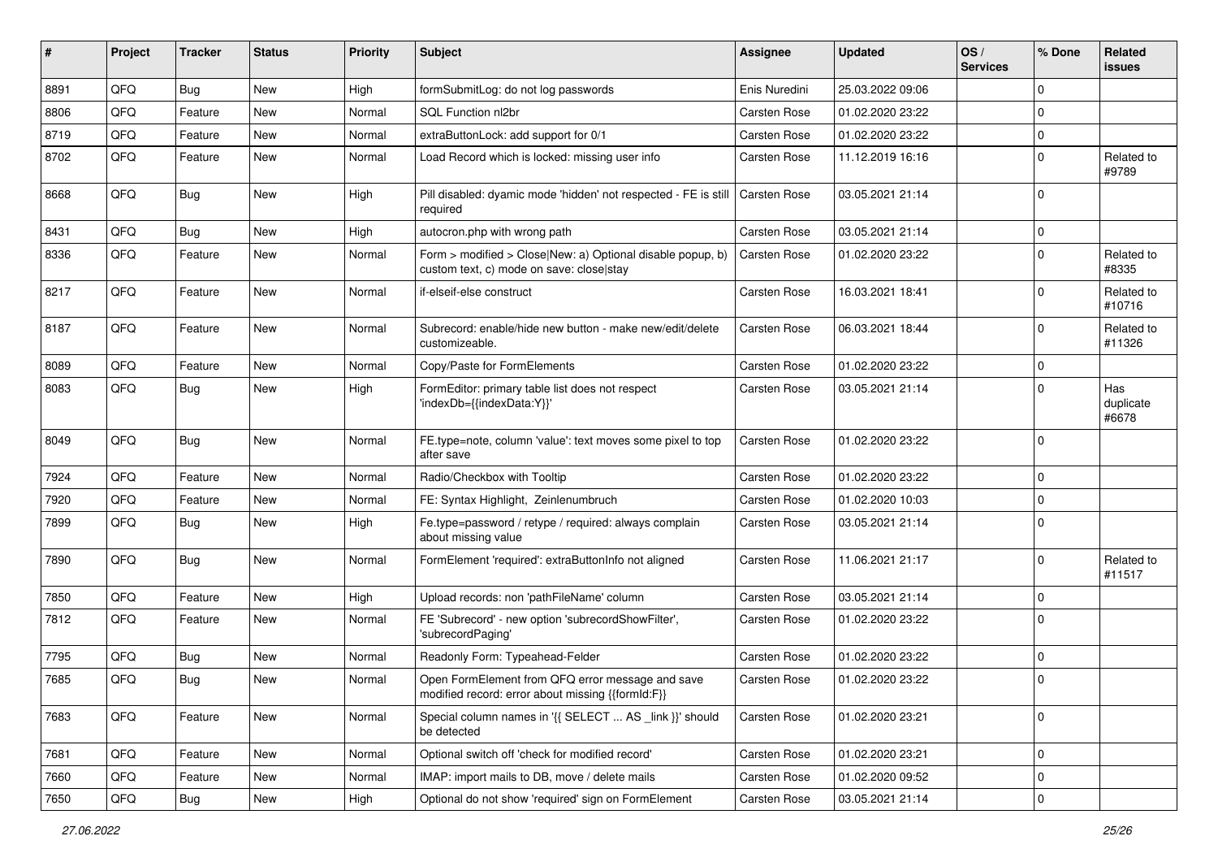| # | Project | Tracker | Status | Priority | Subject | Assignee | Updated | OS / Services | % Done | Related issues |
|---|---|---|---|---|---|---|---|---|---|---|
| 8891 | QFQ | Bug | New | High | formSubmitLog: do not log passwords | Enis Nuredini | 25.03.2022 09:06 | | 0 | |
| 8806 | QFQ | Feature | New | Normal | SQL Function nl2br | Carsten Rose | 01.02.2020 23:22 | | 0 | |
| 8719 | QFQ | Feature | New | Normal | extraButtonLock: add support for 0/1 | Carsten Rose | 01.02.2020 23:22 | | 0 | |
| 8702 | QFQ | Feature | New | Normal | Load Record which is locked: missing user info | Carsten Rose | 11.12.2019 16:16 | | 0 | Related to #9789 |
| 8668 | QFQ | Bug | New | High | Pill disabled: dyamic mode 'hidden' not respected - FE is still required | Carsten Rose | 03.05.2021 21:14 | | 0 | |
| 8431 | QFQ | Bug | New | High | autocron.php with wrong path | Carsten Rose | 03.05.2021 21:14 | | 0 | |
| 8336 | QFQ | Feature | New | Normal | Form > modified > Close\|New: a) Optional disable popup, b) custom text, c) mode on save: close\|stay | Carsten Rose | 01.02.2020 23:22 | | 0 | Related to #8335 |
| 8217 | QFQ | Feature | New | Normal | if-elseif-else construct | Carsten Rose | 16.03.2021 18:41 | | 0 | Related to #10716 |
| 8187 | QFQ | Feature | New | Normal | Subrecord: enable/hide new button - make new/edit/delete customizeable. | Carsten Rose | 06.03.2021 18:44 | | 0 | Related to #11326 |
| 8089 | QFQ | Feature | New | Normal | Copy/Paste for FormElements | Carsten Rose | 01.02.2020 23:22 | | 0 | |
| 8083 | QFQ | Bug | New | High | FormEditor: primary table list does not respect 'indexDb={{indexData:Y}}' | Carsten Rose | 03.05.2021 21:14 | | 0 | Has duplicate #6678 |
| 8049 | QFQ | Bug | New | Normal | FE.type=note, column 'value': text moves some pixel to top after save | Carsten Rose | 01.02.2020 23:22 | | 0 | |
| 7924 | QFQ | Feature | New | Normal | Radio/Checkbox with Tooltip | Carsten Rose | 01.02.2020 23:22 | | 0 | |
| 7920 | QFQ | Feature | New | Normal | FE: Syntax Highlight, Zeinlenumbruch | Carsten Rose | 01.02.2020 10:03 | | 0 | |
| 7899 | QFQ | Bug | New | High | Fe.type=password / retype / required: always complain about missing value | Carsten Rose | 03.05.2021 21:14 | | 0 | |
| 7890 | QFQ | Bug | New | Normal | FormElement 'required': extraButtonInfo not aligned | Carsten Rose | 11.06.2021 21:17 | | 0 | Related to #11517 |
| 7850 | QFQ | Feature | New | High | Upload records: non 'pathFileName' column | Carsten Rose | 03.05.2021 21:14 | | 0 | |
| 7812 | QFQ | Feature | New | Normal | FE 'Subrecord' - new option 'subrecordShowFilter', 'subrecordPaging' | Carsten Rose | 01.02.2020 23:22 | | 0 | |
| 7795 | QFQ | Bug | New | Normal | Readonly Form: Typeahead-Felder | Carsten Rose | 01.02.2020 23:22 | | 0 | |
| 7685 | QFQ | Bug | New | Normal | Open FormElement from QFQ error message and save modified record: error about missing {{formId:F}} | Carsten Rose | 01.02.2020 23:22 | | 0 | |
| 7683 | QFQ | Feature | New | Normal | Special column names in '{{ SELECT ... AS _link }}' should be detected | Carsten Rose | 01.02.2020 23:21 | | 0 | |
| 7681 | QFQ | Feature | New | Normal | Optional switch off 'check for modified record' | Carsten Rose | 01.02.2020 23:21 | | 0 | |
| 7660 | QFQ | Feature | New | Normal | IMAP: import mails to DB, move / delete mails | Carsten Rose | 01.02.2020 09:52 | | 0 | |
| 7650 | QFQ | Bug | New | High | Optional do not show 'required' sign on FormElement | Carsten Rose | 03.05.2021 21:14 | | 0 | |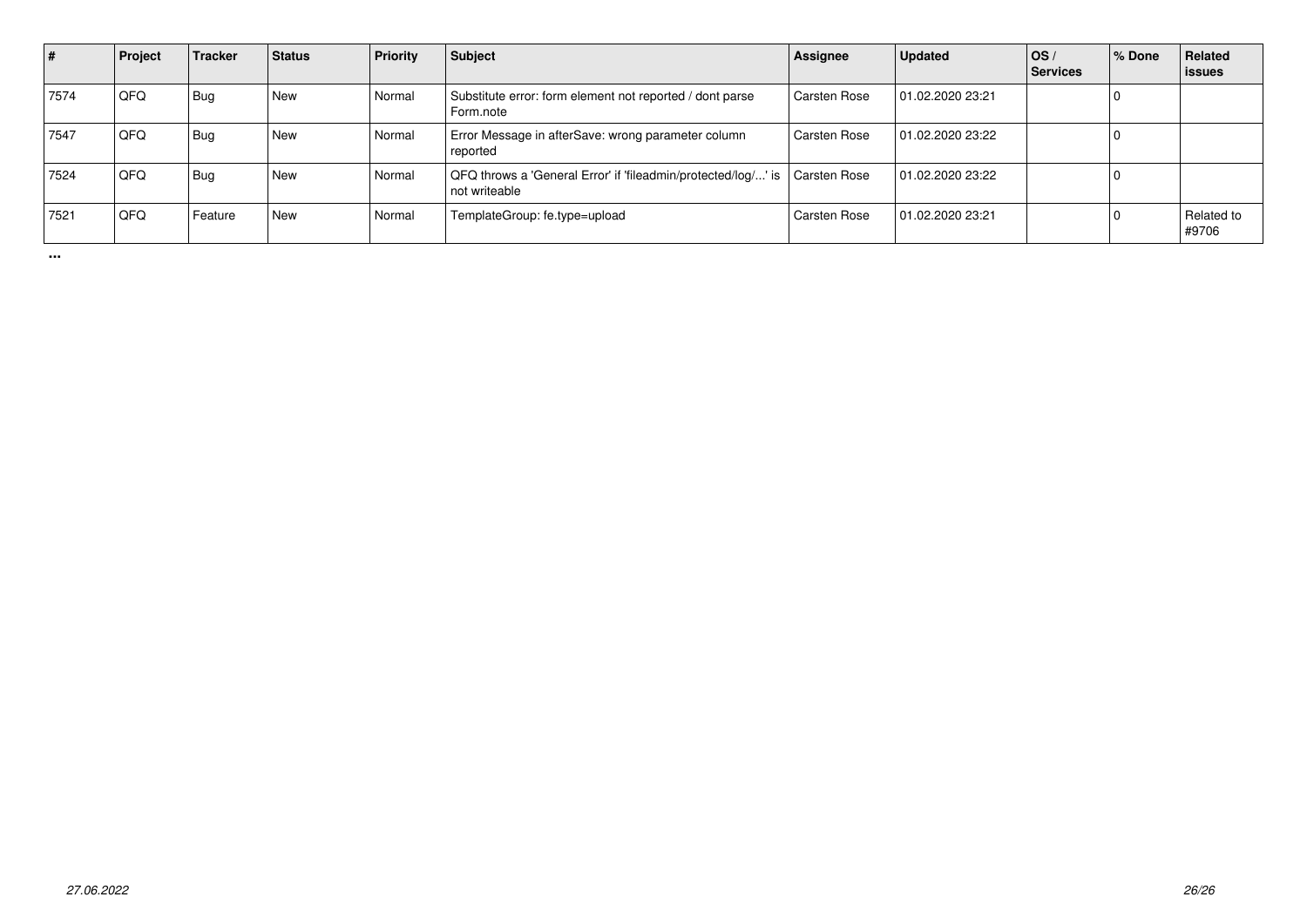| # | Project | Tracker | Status | Priority | Subject | Assignee | Updated | OS / Services | % Done | Related issues |
|---|---|---|---|---|---|---|---|---|---|---|
| 7574 | QFQ | Bug | New | Normal | Substitute error: form element not reported / dont parse Form.note | Carsten Rose | 01.02.2020 23:21 | | 0 | |
| 7547 | QFQ | Bug | New | Normal | Error Message in afterSave: wrong parameter column reported | Carsten Rose | 01.02.2020 23:22 | | 0 | |
| 7524 | QFQ | Bug | New | Normal | QFQ throws a 'General Error' if 'fileadmin/protected/log/...' is not writeable | Carsten Rose | 01.02.2020 23:22 | | 0 | |
| 7521 | QFQ | Feature | New | Normal | TemplateGroup: fe.type=upload | Carsten Rose | 01.02.2020 23:21 | | 0 | Related to #9706 |

**...**